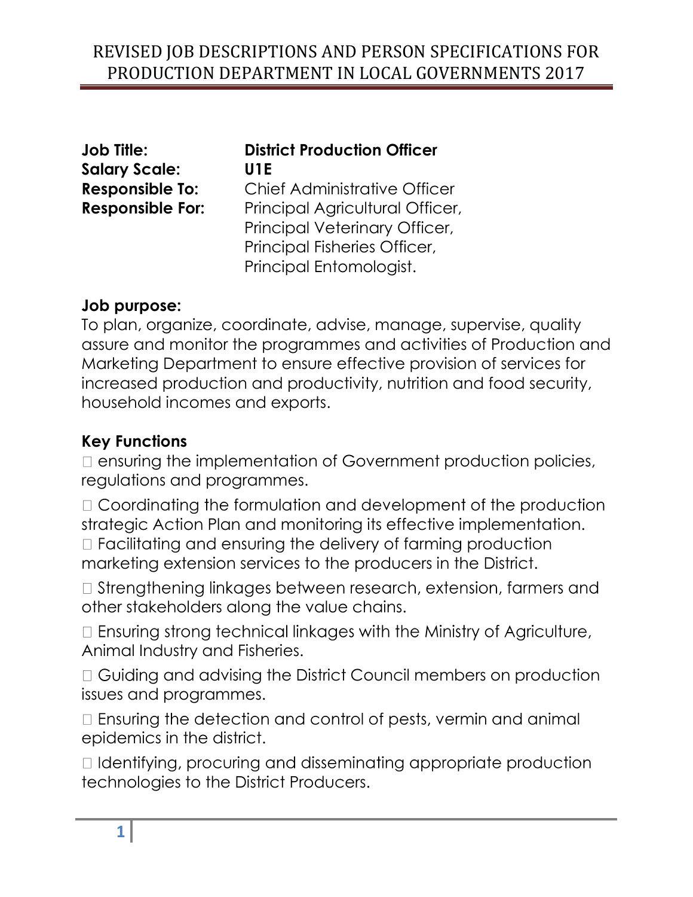**Job Title:** **District Production Officer**
**Salary Scale:** **U1E**
**Responsible To:** Chief Administrative Officer
**Responsible For:** Principal Agricultural Officer, Principal Veterinary Officer, Principal Fisheries Officer, Principal Entomologist.

### Job purpose:

To plan, organize, coordinate, advise, manage, supervise, quality assure and monitor the programmes and activities of Production and Marketing Department to ensure effective provision of services for increased production and productivity, nutrition and food security, household incomes and exports.

### Key Functions

- ensuring the implementation of Government production policies, regulations and programmes.
- Coordinating the formulation and development of the production strategic Action Plan and monitoring its effective implementation.
- Facilitating and ensuring the delivery of farming production marketing extension services to the producers in the District.
- Strengthening linkages between research, extension, farmers and other stakeholders along the value chains.
- Ensuring strong technical linkages with the Ministry of Agriculture, Animal Industry and Fisheries.
- Guiding and advising the District Council members on production issues and programmes.
- Ensuring the detection and control of pests, vermin and animal epidemics in the district.
- Identifying, procuring and disseminating appropriate production technologies to the District Producers.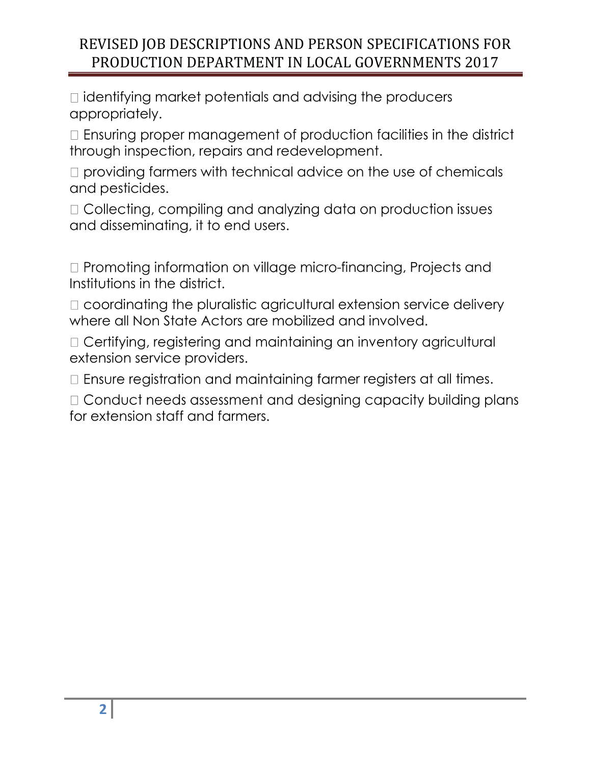- identifying market potentials and advising the producers appropriately.
- Ensuring proper management of production facilities in the district through inspection, repairs and redevelopment.
- providing farmers with technical advice on the use of chemicals and pesticides.
- Collecting, compiling and analyzing data on production issues and disseminating, it to end users.
- Promoting information on village micro-financing, Projects and Institutions in the district.
- coordinating the pluralistic agricultural extension service delivery where all Non State Actors are mobilized and involved.
- Certifying, registering and maintaining an inventory agricultural extension service providers.
- Ensure registration and maintaining farmer registers at all times.
- Conduct needs assessment and designing capacity building plans for extension staff and farmers.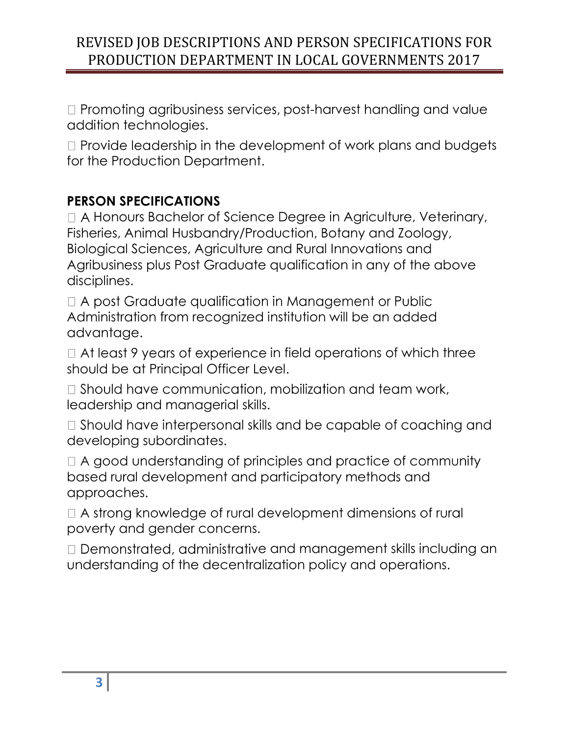- Promoting agribusiness services, post-harvest handling and value addition technologies.
- Provide leadership in the development of work plans and budgets for the Production Department.

**PERSON SPECIFICATIONS**

- A Honours Bachelor of Science Degree in Agriculture, Veterinary, Fisheries, Animal Husbandry/Production, Botany and Zoology, Biological Sciences, Agriculture and Rural Innovations and Agribusiness plus Post Graduate qualification in any of the above disciplines.
- A post Graduate qualification in Management or Public Administration from recognized institution will be an added advantage.
- At least 9 years of experience in field operations of which three should be at Principal Officer Level.
- Should have communication, mobilization and team work, leadership and managerial skills.
- Should have interpersonal skills and be capable of coaching and developing subordinates.
- A good understanding of principles and practice of community based rural development and participatory methods and approaches.
- A strong knowledge of rural development dimensions of rural poverty and gender concerns.
- Demonstrated, administrative and management skills including an understanding of the decentralization policy and operations.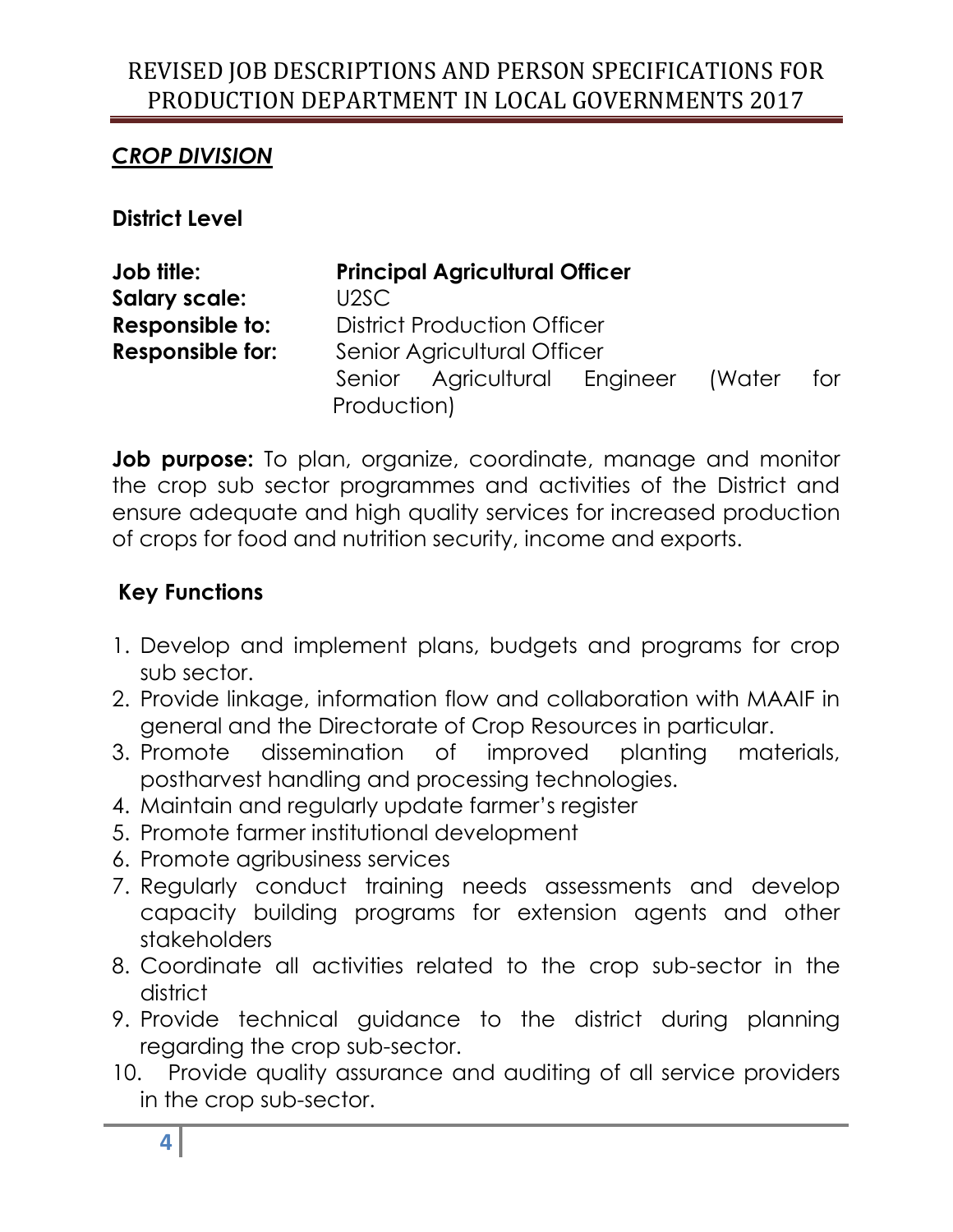## ***CROP DIVISION***

### District Level

**Job title:** **Principal Agricultural Officer**
**Salary scale:** U2SC
**Responsible to:** District Production Officer
**Responsible for:** Senior Agricultural Officer
Senior Agricultural Engineer (Water for Production)

**Job purpose:** To plan, organize, coordinate, manage and monitor the crop sub sector programmes and activities of the District and ensure adequate and high quality services for increased production of crops for food and nutrition security, income and exports.

### Key Functions

1. Develop and implement plans, budgets and programs for crop sub sector.
2. Provide linkage, information flow and collaboration with MAAIF in general and the Directorate of Crop Resources in particular.
3. Promote dissemination of improved planting materials, postharvest handling and processing technologies.
4. Maintain and regularly update farmer's register
5. Promote farmer institutional development
6. Promote agribusiness services
7. Regularly conduct training needs assessments and develop capacity building programs for extension agents and other stakeholders
8. Coordinate all activities related to the crop sub-sector in the district
9. Provide technical guidance to the district during planning regarding the crop sub-sector.
10. Provide quality assurance and auditing of all service providers in the crop sub-sector.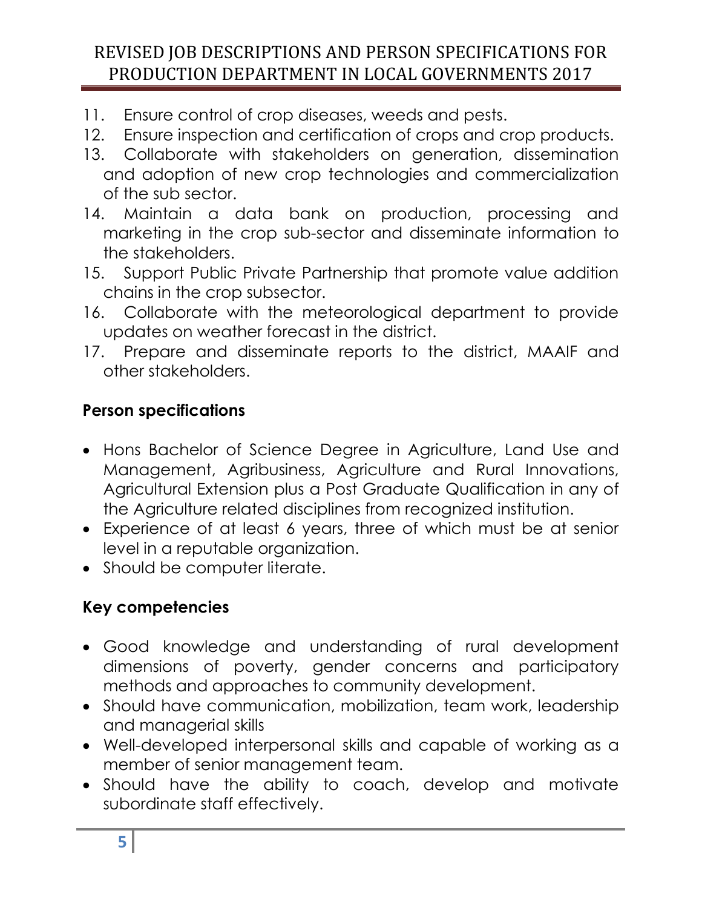11. Ensure control of crop diseases, weeds and pests.
12. Ensure inspection and certification of crops and crop products.
13. Collaborate with stakeholders on generation, dissemination and adoption of new crop technologies and commercialization of the sub sector.
14. Maintain a data bank on production, processing and marketing in the crop sub-sector and disseminate information to the stakeholders.
15. Support Public Private Partnership that promote value addition chains in the crop subsector.
16. Collaborate with the meteorological department to provide updates on weather forecast in the district.
17. Prepare and disseminate reports to the district, MAAIF and other stakeholders.

### Person specifications

- Hons Bachelor of Science Degree in Agriculture, Land Use and Management, Agribusiness, Agriculture and Rural Innovations, Agricultural Extension plus a Post Graduate Qualification in any of the Agriculture related disciplines from recognized institution.
- Experience of at least 6 years, three of which must be at senior level in a reputable organization.
- Should be computer literate.

### Key competencies

- Good knowledge and understanding of rural development dimensions of poverty, gender concerns and participatory methods and approaches to community development.
- Should have communication, mobilization, team work, leadership and managerial skills
- Well-developed interpersonal skills and capable of working as a member of senior management team.
- Should have the ability to coach, develop and motivate subordinate staff effectively.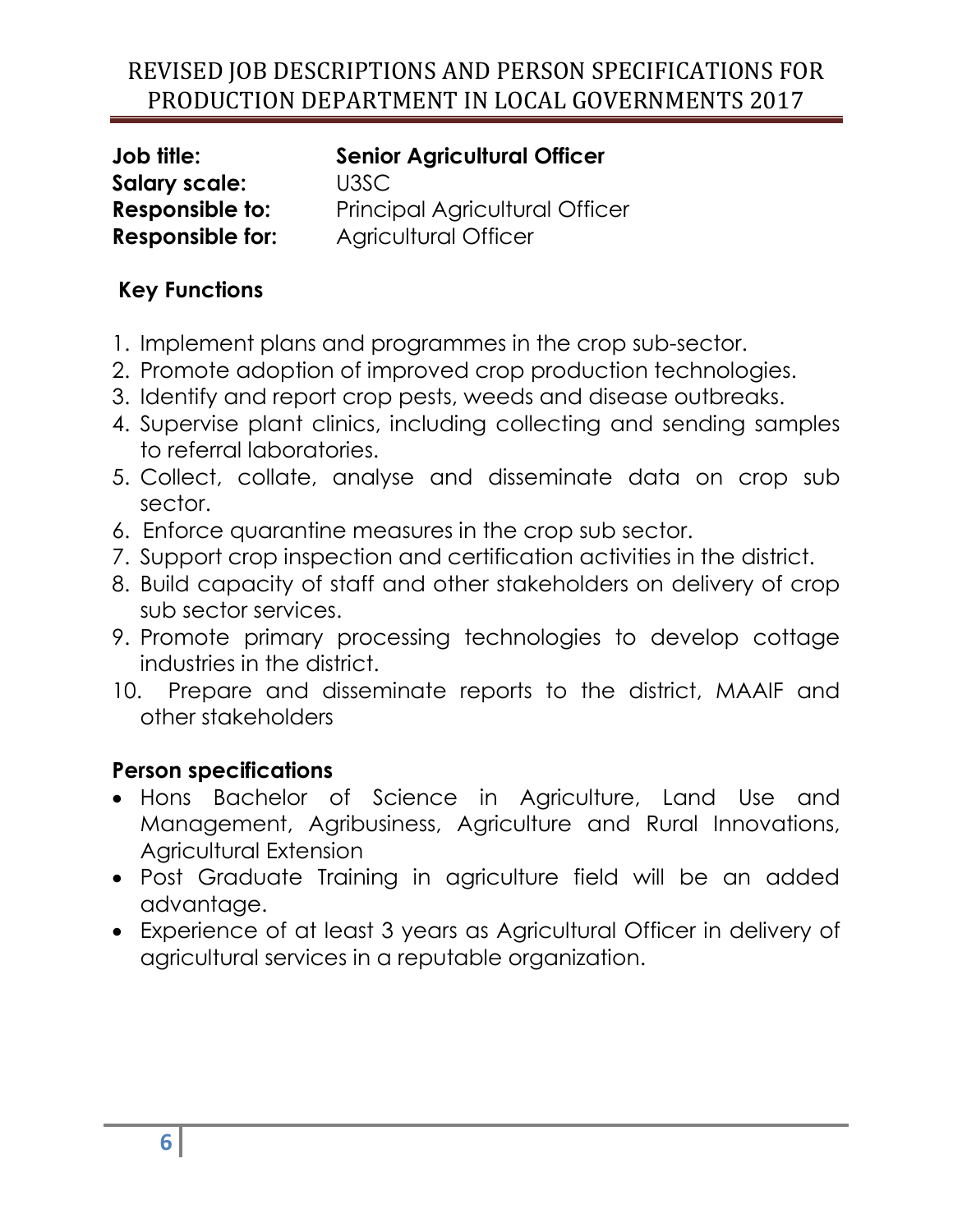**Job title:** **Senior Agricultural Officer**
**Salary scale:** U3SC
**Responsible to:** Principal Agricultural Officer
**Responsible for:** Agricultural Officer

**Key Functions**

1. Implement plans and programmes in the crop sub-sector.
2. Promote adoption of improved crop production technologies.
3. Identify and report crop pests, weeds and disease outbreaks.
4. Supervise plant clinics, including collecting and sending samples to referral laboratories.
5. Collect, collate, analyse and disseminate data on crop sub sector.
6. Enforce quarantine measures in the crop sub sector.
7. Support crop inspection and certification activities in the district.
8. Build capacity of staff and other stakeholders on delivery of crop sub sector services.
9. Promote primary processing technologies to develop cottage industries in the district.
10. Prepare and disseminate reports to the district, MAAIF and other stakeholders

**Person specifications**

- Hons Bachelor of Science in Agriculture, Land Use and Management, Agribusiness, Agriculture and Rural Innovations, Agricultural Extension
- Post Graduate Training in agriculture field will be an added advantage.
- Experience of at least 3 years as Agricultural Officer in delivery of agricultural services in a reputable organization.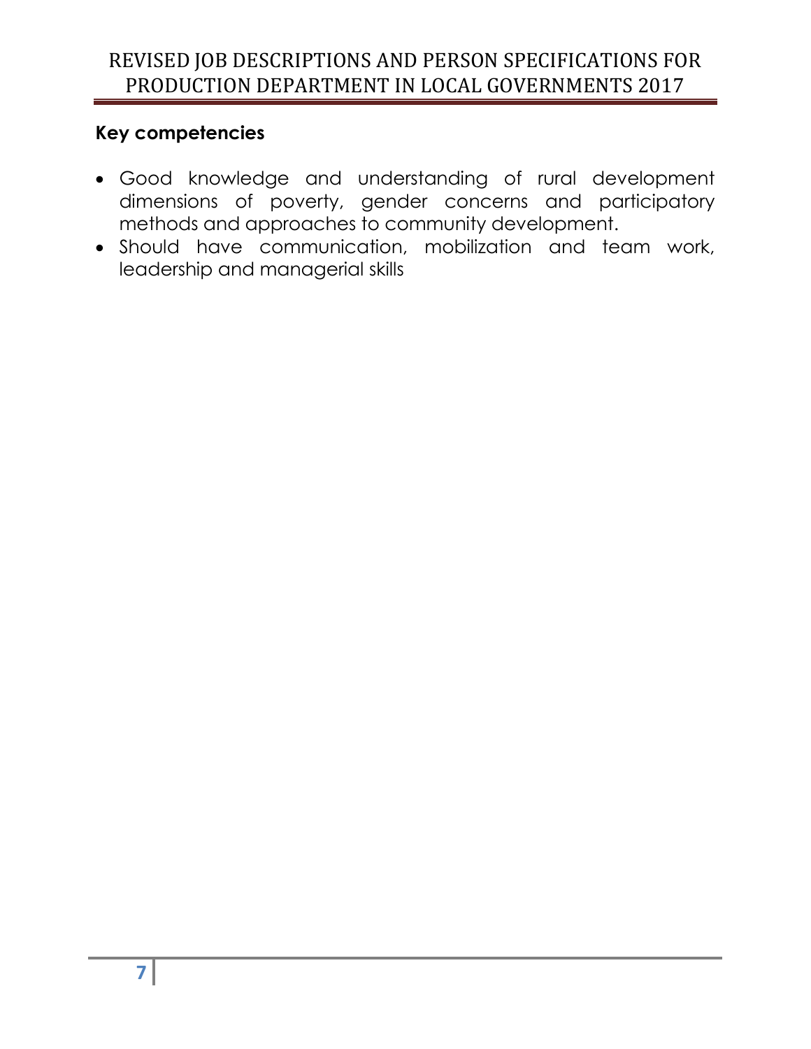### Key competencies

- Good knowledge and understanding of rural development dimensions of poverty, gender concerns and participatory methods and approaches to community development.
- Should have communication, mobilization and team work, leadership and managerial skills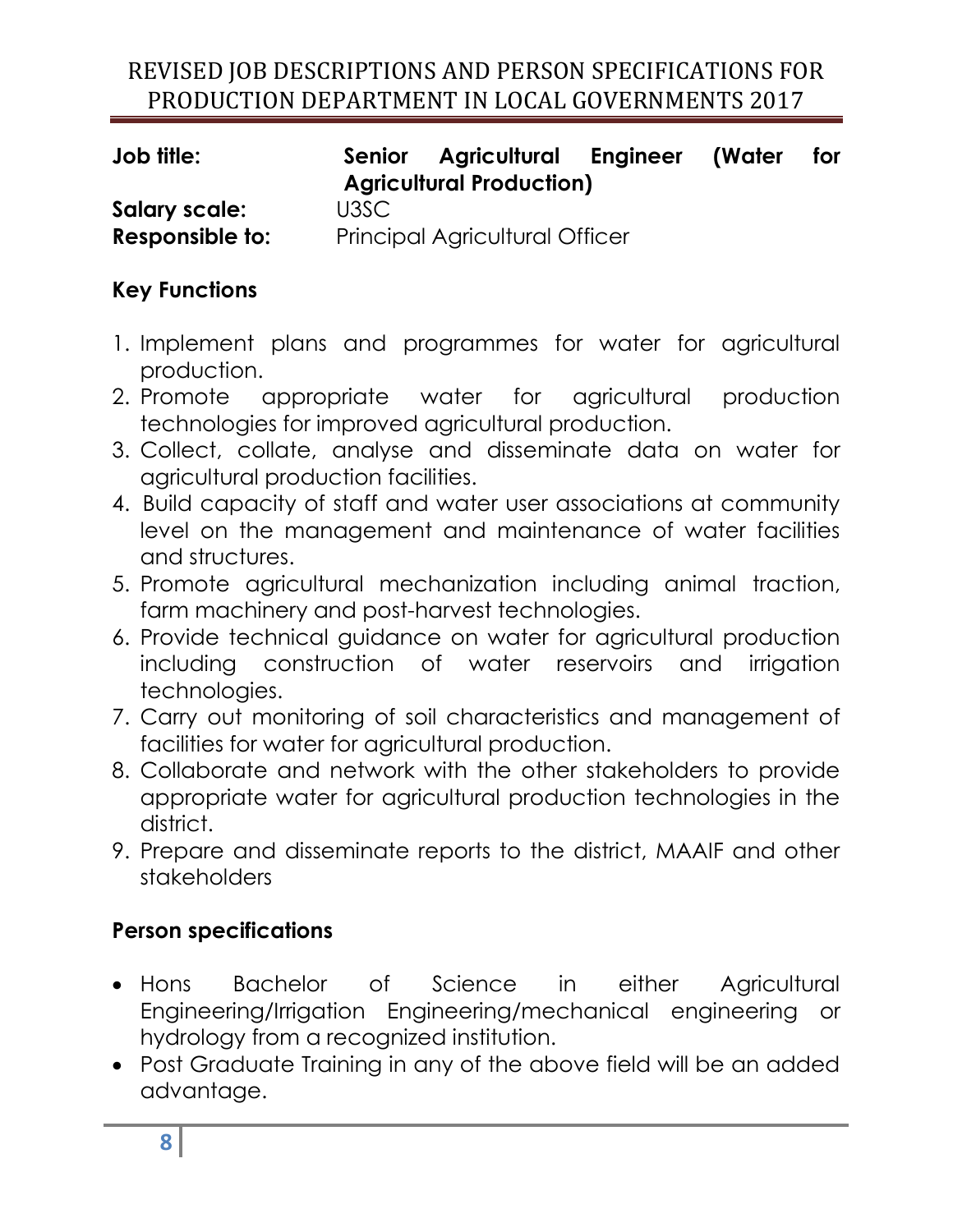**Job title:** **Senior Agricultural Engineer (Water for Agricultural Production)**

**Salary scale:** U3SC

**Responsible to:** Principal Agricultural Officer

## Key Functions

1. Implement plans and programmes for water for agricultural production.
2. Promote appropriate water for agricultural production technologies for improved agricultural production.
3. Collect, collate, analyse and disseminate data on water for agricultural production facilities.
4. Build capacity of staff and water user associations at community level on the management and maintenance of water facilities and structures.
5. Promote agricultural mechanization including animal traction, farm machinery and post-harvest technologies.
6. Provide technical guidance on water for agricultural production including construction of water reservoirs and irrigation technologies.
7. Carry out monitoring of soil characteristics and management of facilities for water for agricultural production.
8. Collaborate and network with the other stakeholders to provide appropriate water for agricultural production technologies in the district.
9. Prepare and disseminate reports to the district, MAAIF and other stakeholders

## Person specifications

- Hons Bachelor of Science in either Agricultural Engineering/Irrigation Engineering/mechanical engineering or hydrology from a recognized institution.
- Post Graduate Training in any of the above field will be an added advantage.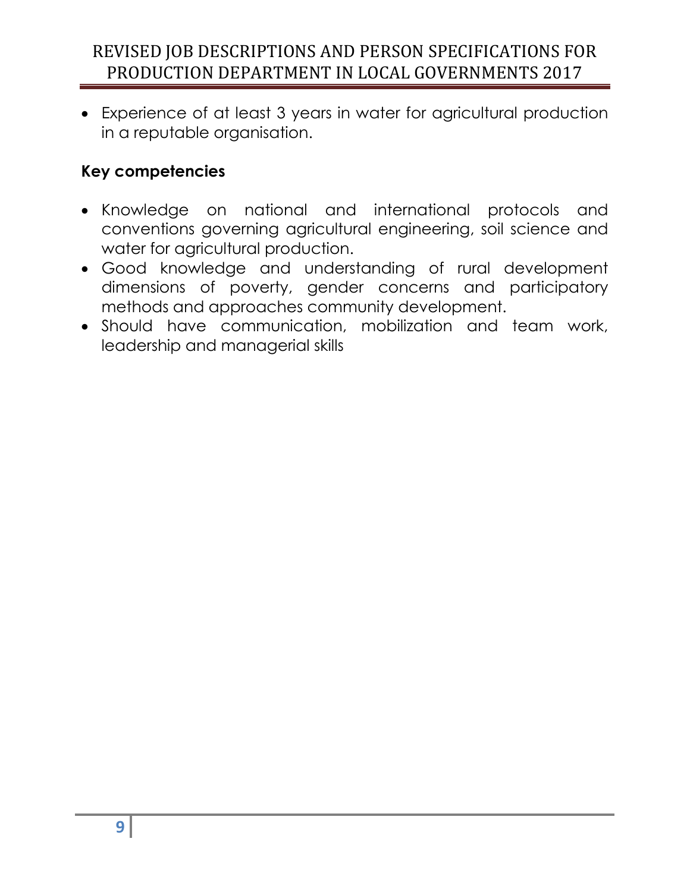- Experience of at least 3 years in water for agricultural production in a reputable organisation.

**Key competencies**

- Knowledge on national and international protocols and conventions governing agricultural engineering, soil science and water for agricultural production.
- Good knowledge and understanding of rural development dimensions of poverty, gender concerns and participatory methods and approaches community development.
- Should have communication, mobilization and team work, leadership and managerial skills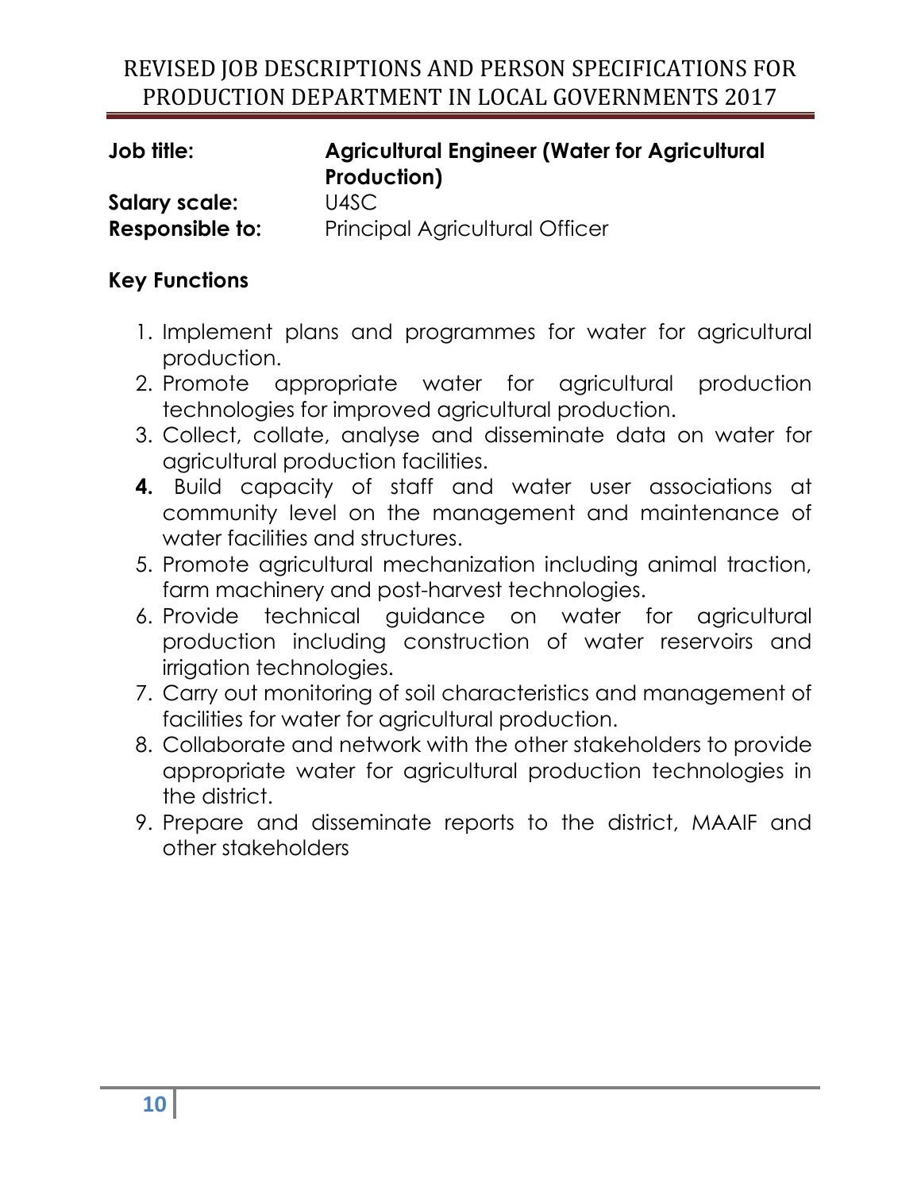**Job title:** **Agricultural Engineer (Water for Agricultural Production)**

**Salary scale:** U4SC

**Responsible to:** Principal Agricultural Officer

### Key Functions

1. Implement plans and programmes for water for agricultural production.
2. Promote appropriate water for agricultural production technologies for improved agricultural production.
3. Collect, collate, analyse and disseminate data on water for agricultural production facilities.
4. Build capacity of staff and water user associations at community level on the management and maintenance of water facilities and structures.
5. Promote agricultural mechanization including animal traction, farm machinery and post-harvest technologies.
6. Provide technical guidance on water for agricultural production including construction of water reservoirs and irrigation technologies.
7. Carry out monitoring of soil characteristics and management of facilities for water for agricultural production.
8. Collaborate and network with the other stakeholders to provide appropriate water for agricultural production technologies in the district.
9. Prepare and disseminate reports to the district, MAAIF and other stakeholders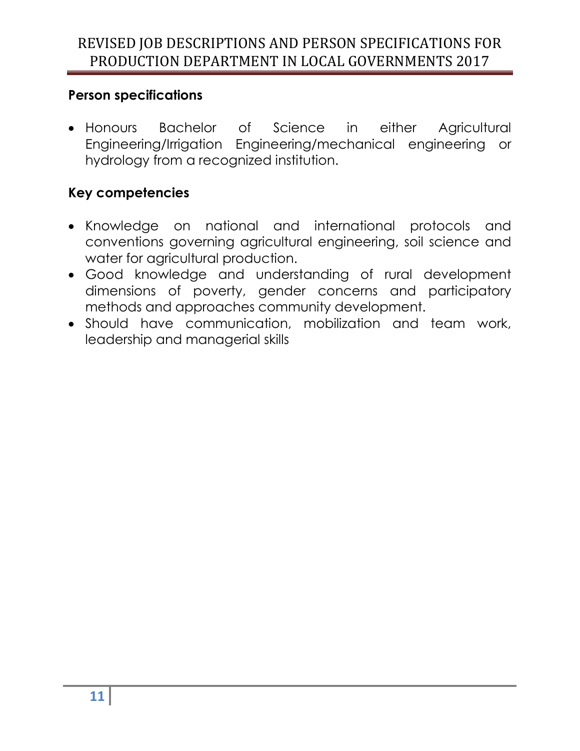### Person specifications

- Honours Bachelor of Science in either Agricultural Engineering/Irrigation Engineering/mechanical engineering or hydrology from a recognized institution.

### Key competencies

- Knowledge on national and international protocols and conventions governing agricultural engineering, soil science and water for agricultural production.
- Good knowledge and understanding of rural development dimensions of poverty, gender concerns and participatory methods and approaches community development.
- Should have communication, mobilization and team work, leadership and managerial skills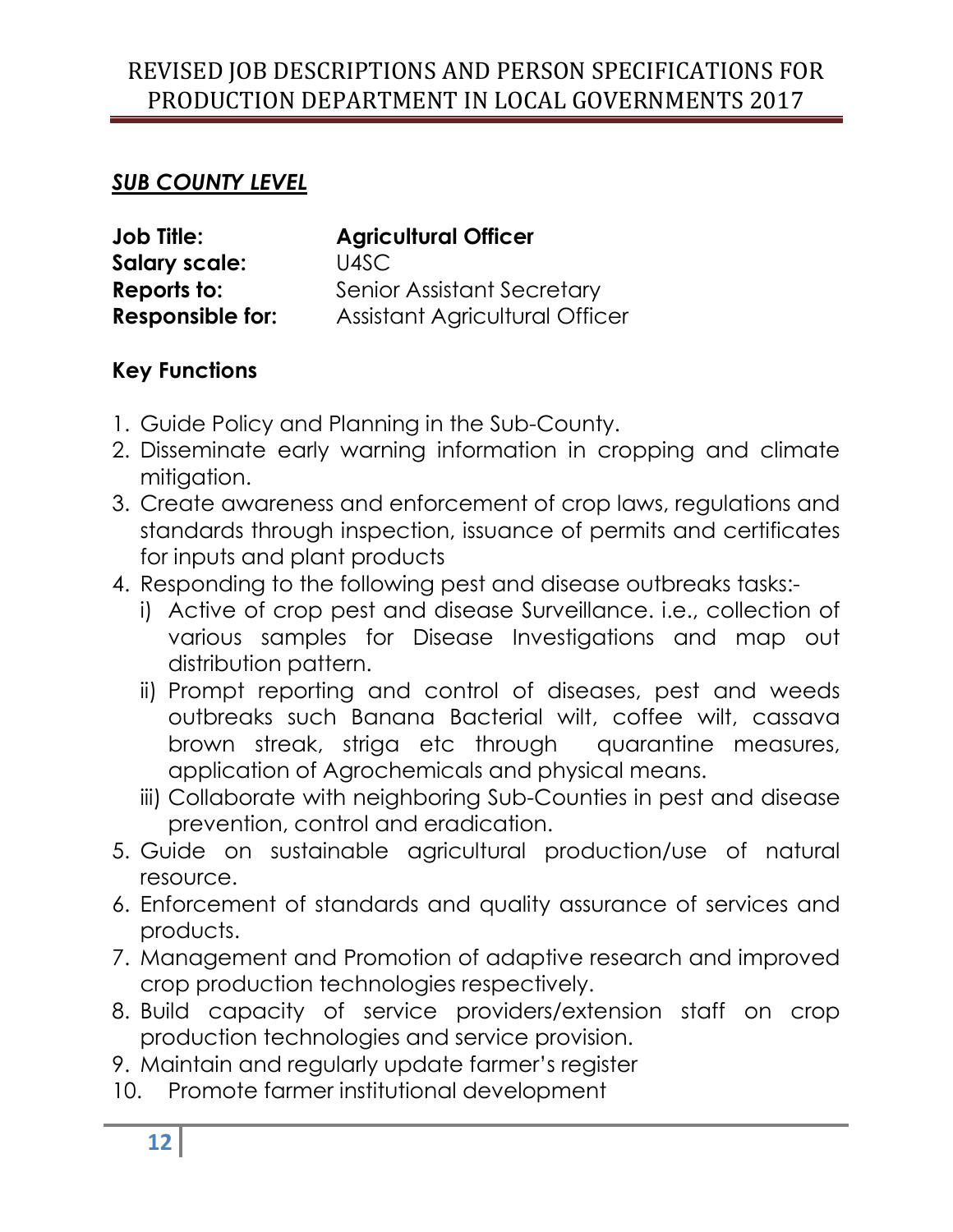## ***SUB COUNTY LEVEL***

**Job Title:** **Agricultural Officer**
**Salary scale:** U4SC
**Reports to:** Senior Assistant Secretary
**Responsible for:** Assistant Agricultural Officer

### Key Functions

1. Guide Policy and Planning in the Sub-County.
2. Disseminate early warning information in cropping and climate mitigation.
3. Create awareness and enforcement of crop laws, regulations and standards through inspection, issuance of permits and certificates for inputs and plant products
4. Responding to the following pest and disease outbreaks tasks:-
   i) Active of crop pest and disease Surveillance. i.e., collection of various samples for Disease Investigations and map out distribution pattern.
   ii) Prompt reporting and control of diseases, pest and weeds outbreaks such Banana Bacterial wilt, coffee wilt, cassava brown streak, striga etc through quarantine measures, application of Agrochemicals and physical means.
   iii) Collaborate with neighboring Sub-Counties in pest and disease prevention, control and eradication.
5. Guide on sustainable agricultural production/use of natural resource.
6. Enforcement of standards and quality assurance of services and products.
7. Management and Promotion of adaptive research and improved crop production technologies respectively.
8. Build capacity of service providers/extension staff on crop production technologies and service provision.
9. Maintain and regularly update farmer's register
10. Promote farmer institutional development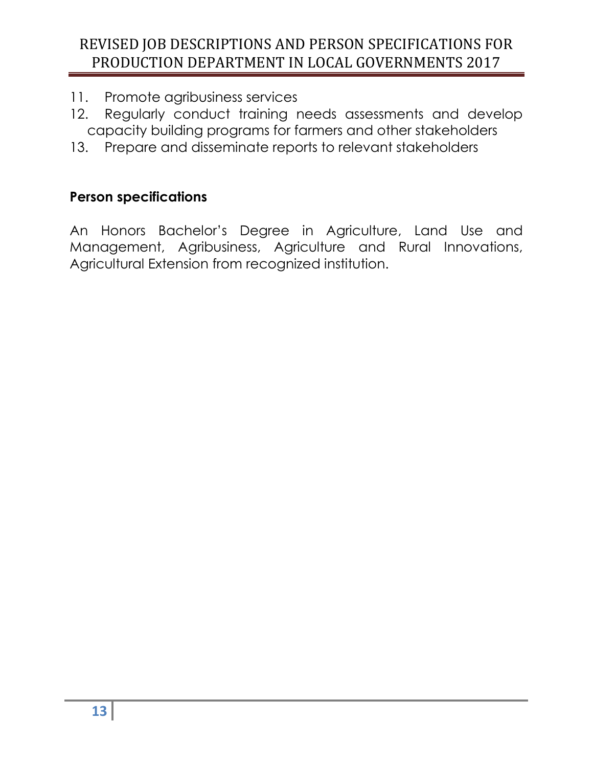11. Promote agribusiness services
12. Regularly conduct training needs assessments and develop capacity building programs for farmers and other stakeholders
13. Prepare and disseminate reports to relevant stakeholders

**Person specifications**

An Honors Bachelor's Degree in Agriculture, Land Use and Management, Agribusiness, Agriculture and Rural Innovations, Agricultural Extension from recognized institution.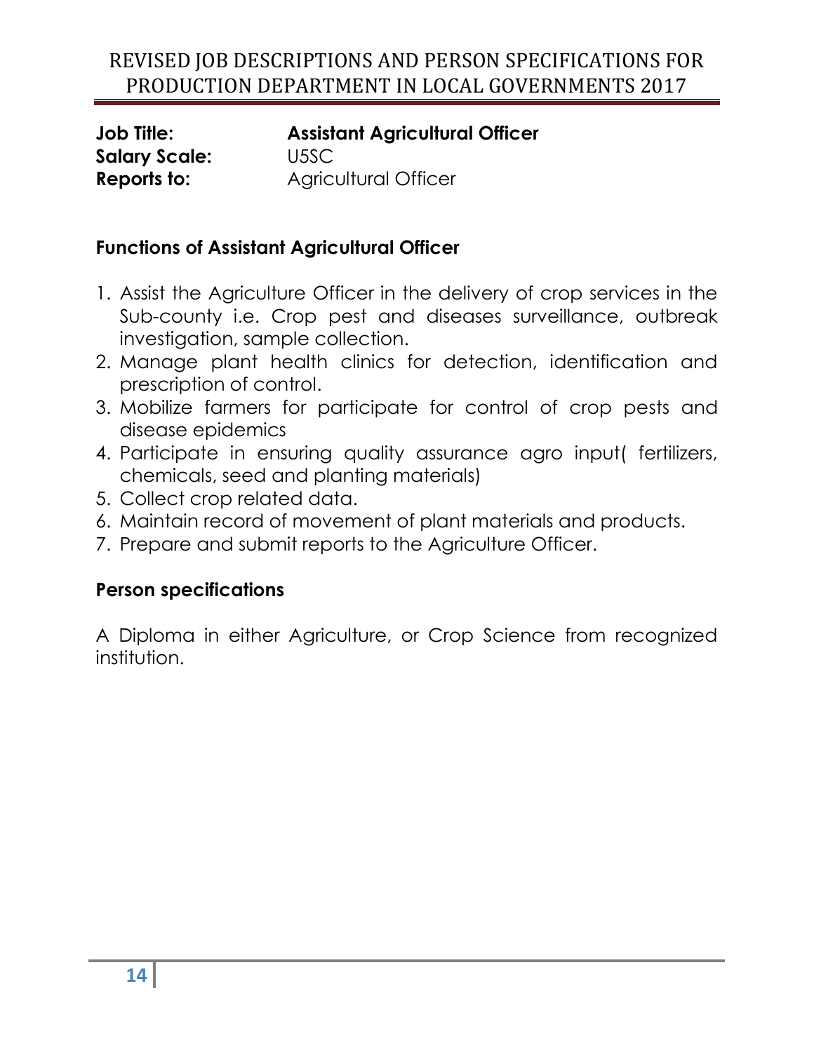**Job Title:** **Assistant Agricultural Officer**
**Salary Scale:** U5SC
**Reports to:** Agricultural Officer

### Functions of Assistant Agricultural Officer

1. Assist the Agriculture Officer in the delivery of crop services in the Sub-county i.e. Crop pest and diseases surveillance, outbreak investigation, sample collection.
2. Manage plant health clinics for detection, identification and prescription of control.
3. Mobilize farmers for participate for control of crop pests and disease epidemics
4. Participate in ensuring quality assurance agro input( fertilizers, chemicals, seed and planting materials)
5. Collect crop related data.
6. Maintain record of movement of plant materials and products.
7. Prepare and submit reports to the Agriculture Officer.

### Person specifications

A Diploma in either Agriculture, or Crop Science from recognized institution.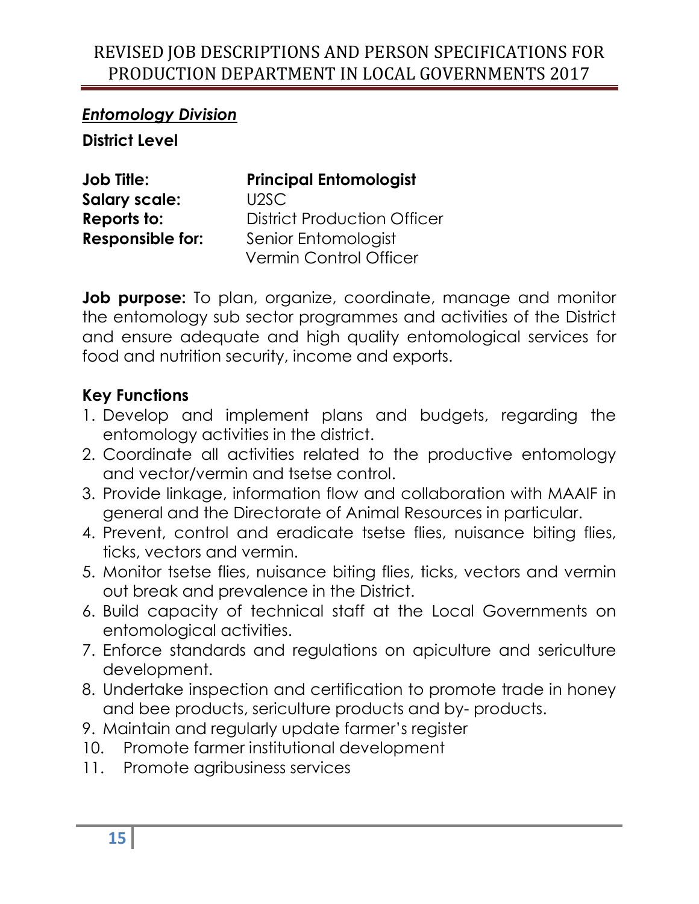***Entomology Division***

**District Level**

**Job Title:** **Principal Entomologist**
**Salary scale:** U2SC
**Reports to:** District Production Officer
**Responsible for:** Senior Entomologist
Vermin Control Officer

**Job purpose:** To plan, organize, coordinate, manage and monitor the entomology sub sector programmes and activities of the District and ensure adequate and high quality entomological services for food and nutrition security, income and exports.

**Key Functions**

1. Develop and implement plans and budgets, regarding the entomology activities in the district.
2. Coordinate all activities related to the productive entomology and vector/vermin and tsetse control.
3. Provide linkage, information flow and collaboration with MAAIF in general and the Directorate of Animal Resources in particular.
4. Prevent, control and eradicate tsetse flies, nuisance biting flies, ticks, vectors and vermin.
5. Monitor tsetse flies, nuisance biting flies, ticks, vectors and vermin out break and prevalence in the District.
6. Build capacity of technical staff at the Local Governments on entomological activities.
7. Enforce standards and regulations on apiculture and sericulture development.
8. Undertake inspection and certification to promote trade in honey and bee products, sericulture products and by- products.
9. Maintain and regularly update farmer's register
10. Promote farmer institutional development
11. Promote agribusiness services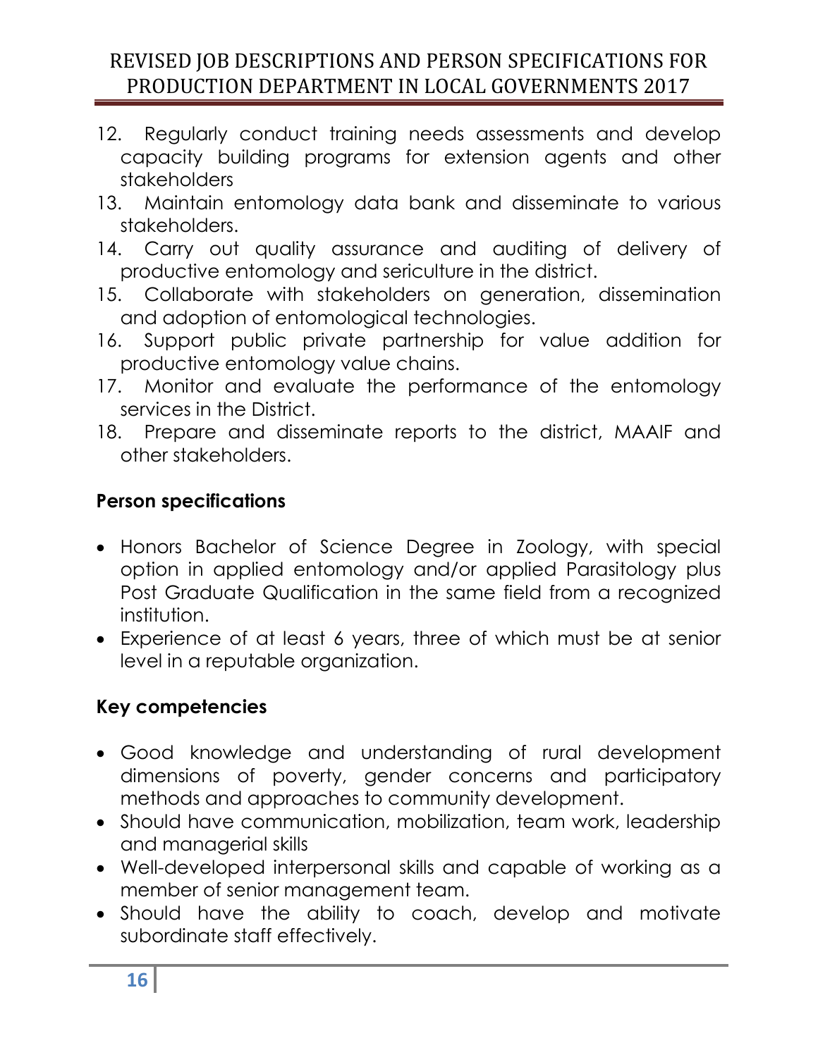12. Regularly conduct training needs assessments and develop capacity building programs for extension agents and other stakeholders
13. Maintain entomology data bank and disseminate to various stakeholders.
14. Carry out quality assurance and auditing of delivery of productive entomology and sericulture in the district.
15. Collaborate with stakeholders on generation, dissemination and adoption of entomological technologies.
16. Support public private partnership for value addition for productive entomology value chains.
17. Monitor and evaluate the performance of the entomology services in the District.
18. Prepare and disseminate reports to the district, MAAIF and other stakeholders.

**Person specifications**

- Honors Bachelor of Science Degree in Zoology, with special option in applied entomology and/or applied Parasitology plus Post Graduate Qualification in the same field from a recognized institution.
- Experience of at least 6 years, three of which must be at senior level in a reputable organization.

**Key competencies**

- Good knowledge and understanding of rural development dimensions of poverty, gender concerns and participatory methods and approaches to community development.
- Should have communication, mobilization, team work, leadership and managerial skills
- Well-developed interpersonal skills and capable of working as a member of senior management team.
- Should have the ability to coach, develop and motivate subordinate staff effectively.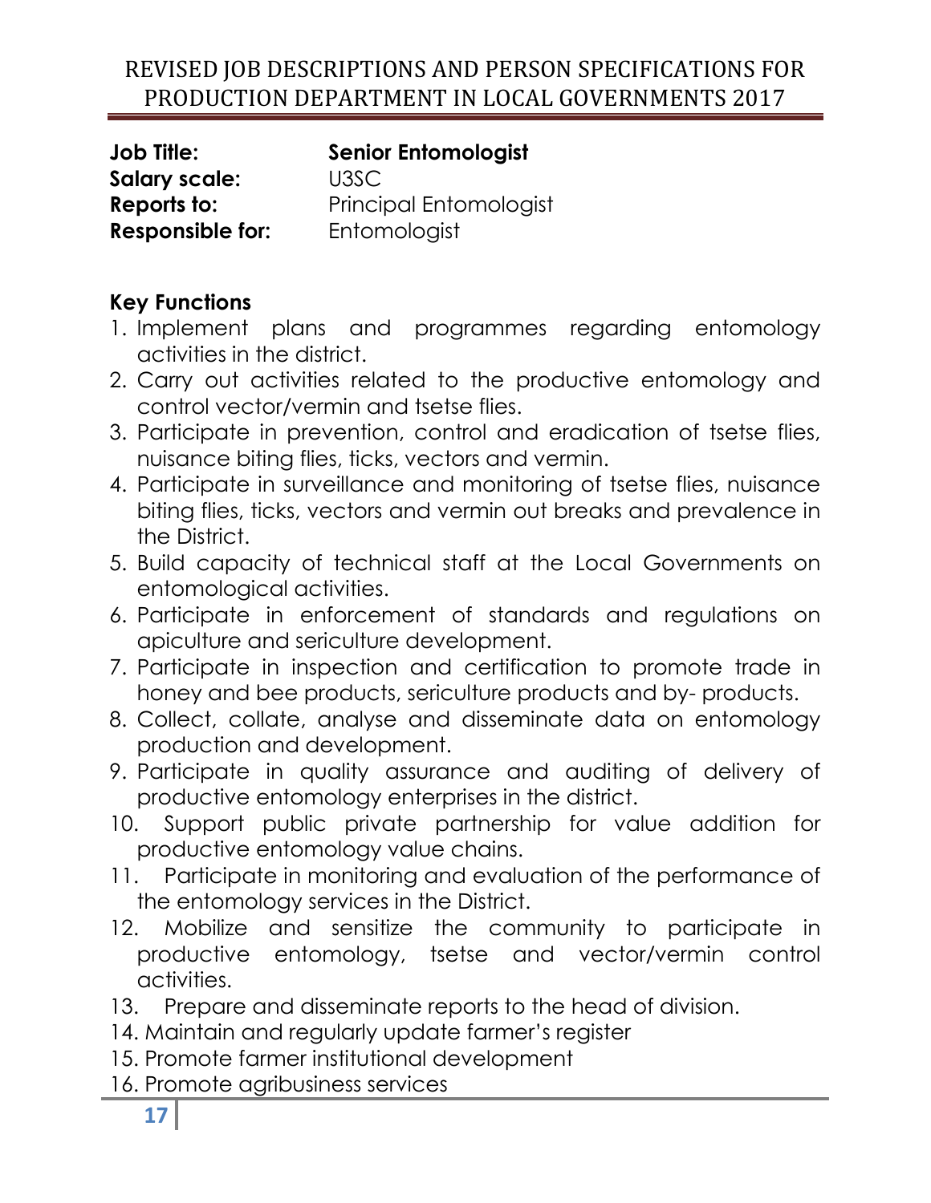**Job Title:** **Senior Entomologist**
**Salary scale:** U3SC
**Reports to:** Principal Entomologist
**Responsible for:** Entomologist

**Key Functions**

1. Implement plans and programmes regarding entomology activities in the district.
2. Carry out activities related to the productive entomology and control vector/vermin and tsetse flies.
3. Participate in prevention, control and eradication of tsetse flies, nuisance biting flies, ticks, vectors and vermin.
4. Participate in surveillance and monitoring of tsetse flies, nuisance biting flies, ticks, vectors and vermin out breaks and prevalence in the District.
5. Build capacity of technical staff at the Local Governments on entomological activities.
6. Participate in enforcement of standards and regulations on apiculture and sericulture development.
7. Participate in inspection and certification to promote trade in honey and bee products, sericulture products and by- products.
8. Collect, collate, analyse and disseminate data on entomology production and development.
9. Participate in quality assurance and auditing of delivery of productive entomology enterprises in the district.
10. Support public private partnership for value addition for productive entomology value chains.
11. Participate in monitoring and evaluation of the performance of the entomology services in the District.
12. Mobilize and sensitize the community to participate in productive entomology, tsetse and vector/vermin control activities.
13. Prepare and disseminate reports to the head of division.
14. Maintain and regularly update farmer's register
15. Promote farmer institutional development
16. Promote agribusiness services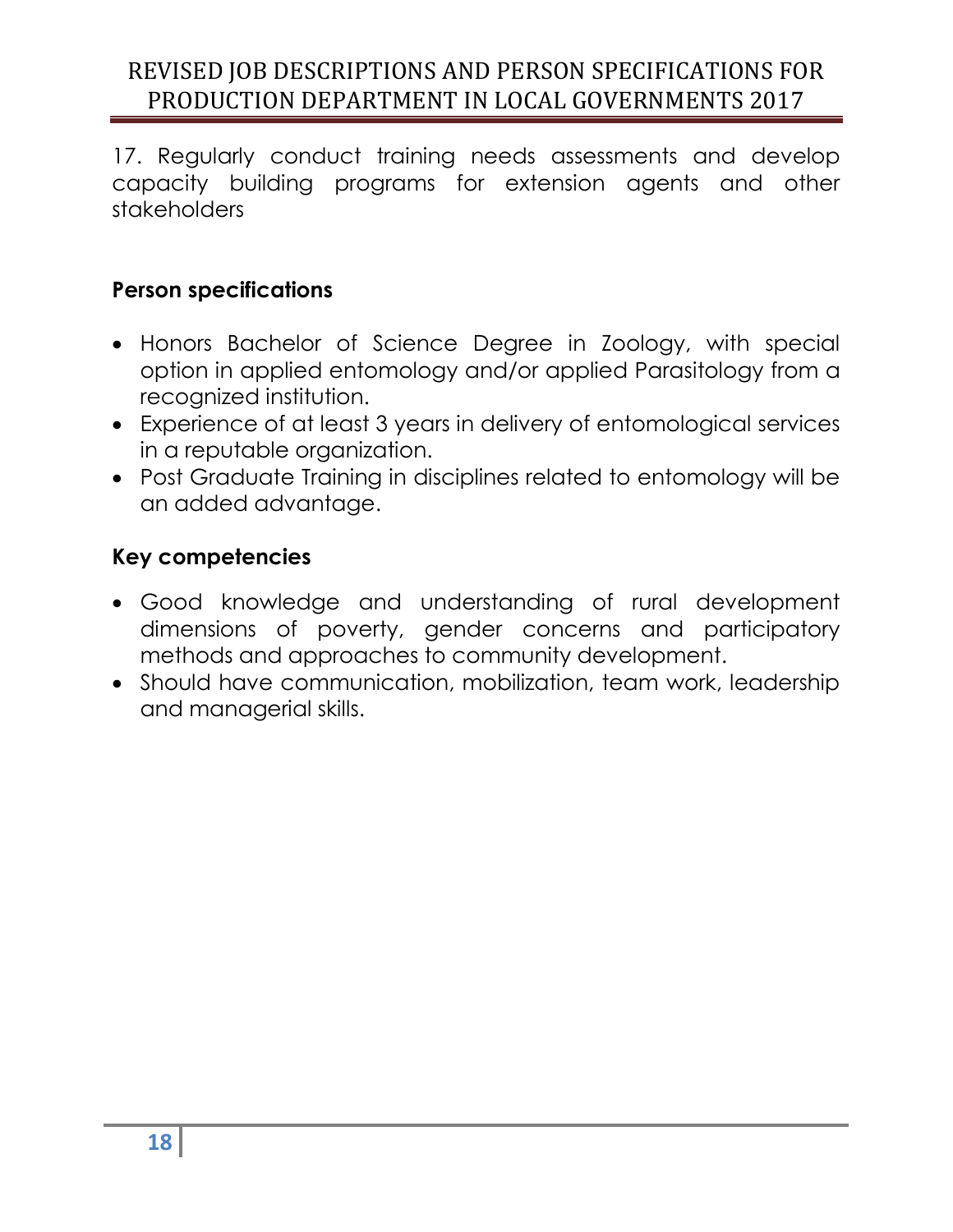17. Regularly conduct training needs assessments and develop capacity building programs for extension agents and other stakeholders

### Person specifications

- Honors Bachelor of Science Degree in Zoology, with special option in applied entomology and/or applied Parasitology from a recognized institution.
- Experience of at least 3 years in delivery of entomological services in a reputable organization.
- Post Graduate Training in disciplines related to entomology will be an added advantage.

### Key competencies

- Good knowledge and understanding of rural development dimensions of poverty, gender concerns and participatory methods and approaches to community development.
- Should have communication, mobilization, team work, leadership and managerial skills.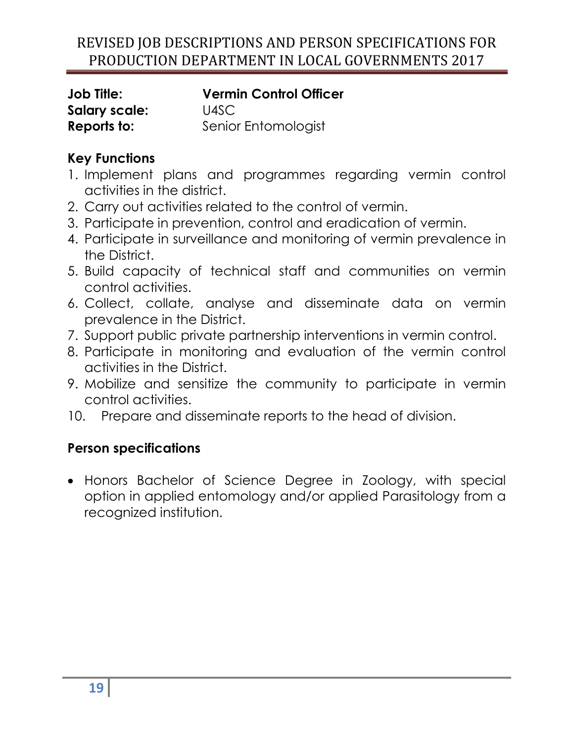**Job Title:** **Vermin Control Officer**
**Salary scale:** U4SC
**Reports to:** Senior Entomologist

**Key Functions**

1. Implement plans and programmes regarding vermin control activities in the district.
2. Carry out activities related to the control of vermin.
3. Participate in prevention, control and eradication of vermin.
4. Participate in surveillance and monitoring of vermin prevalence in the District.
5. Build capacity of technical staff and communities on vermin control activities.
6. Collect, collate, analyse and disseminate data on vermin prevalence in the District.
7. Support public private partnership interventions in vermin control.
8. Participate in monitoring and evaluation of the vermin control activities in the District.
9. Mobilize and sensitize the community to participate in vermin control activities.
10. Prepare and disseminate reports to the head of division.

**Person specifications**

- Honors Bachelor of Science Degree in Zoology, with special option in applied entomology and/or applied Parasitology from a recognized institution.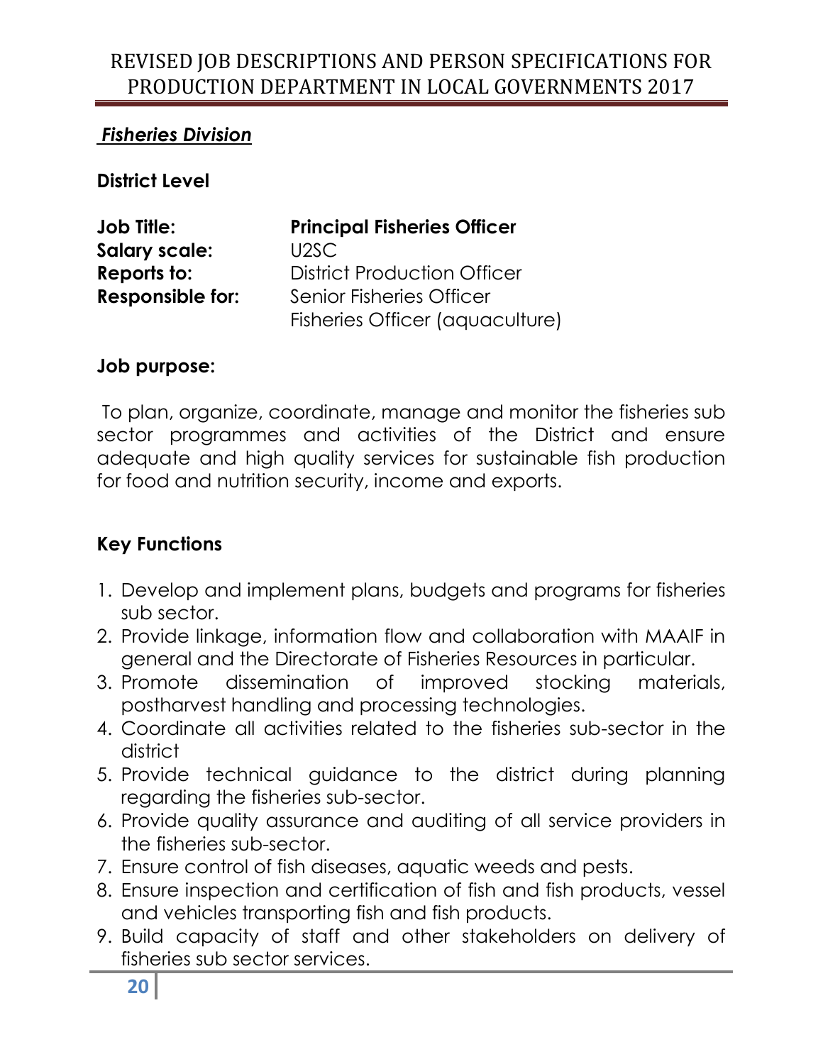***Fisheries Division***

**District Level**

**Job Title:** **Principal Fisheries Officer**
**Salary scale:** U2SC
**Reports to:** District Production Officer
**Responsible for:** Senior Fisheries Officer
Fisheries Officer (aquaculture)

**Job purpose:**

To plan, organize, coordinate, manage and monitor the fisheries sub sector programmes and activities of the District and ensure adequate and high quality services for sustainable fish production for food and nutrition security, income and exports.

**Key Functions**

1. Develop and implement plans, budgets and programs for fisheries sub sector.
2. Provide linkage, information flow and collaboration with MAAIF in general and the Directorate of Fisheries Resources in particular.
3. Promote dissemination of improved stocking materials, postharvest handling and processing technologies.
4. Coordinate all activities related to the fisheries sub-sector in the district
5. Provide technical guidance to the district during planning regarding the fisheries sub-sector.
6. Provide quality assurance and auditing of all service providers in the fisheries sub-sector.
7. Ensure control of fish diseases, aquatic weeds and pests.
8. Ensure inspection and certification of fish and fish products, vessel and vehicles transporting fish and fish products.
9. Build capacity of staff and other stakeholders on delivery of fisheries sub sector services.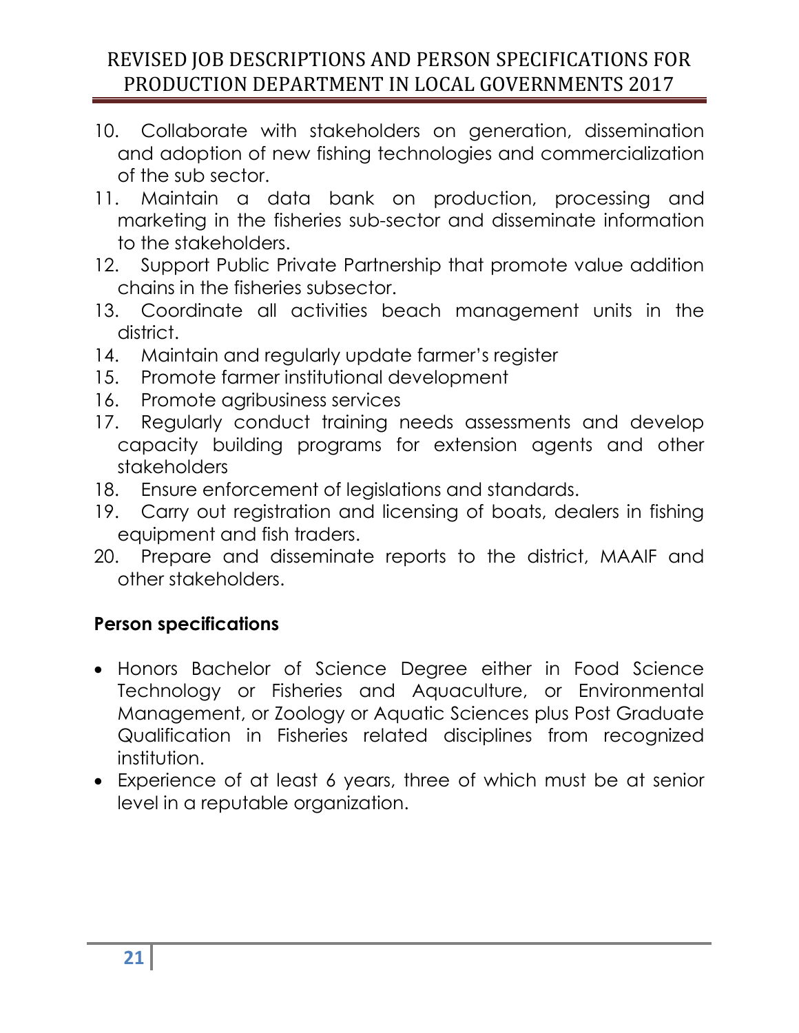10. Collaborate with stakeholders on generation, dissemination and adoption of new fishing technologies and commercialization of the sub sector.
11. Maintain a data bank on production, processing and marketing in the fisheries sub-sector and disseminate information to the stakeholders.
12. Support Public Private Partnership that promote value addition chains in the fisheries subsector.
13. Coordinate all activities beach management units in the district.
14. Maintain and regularly update farmer's register
15. Promote farmer institutional development
16. Promote agribusiness services
17. Regularly conduct training needs assessments and develop capacity building programs for extension agents and other stakeholders
18. Ensure enforcement of legislations and standards.
19. Carry out registration and licensing of boats, dealers in fishing equipment and fish traders.
20. Prepare and disseminate reports to the district, MAAIF and other stakeholders.

**Person specifications**

- Honors Bachelor of Science Degree either in Food Science Technology or Fisheries and Aquaculture, or Environmental Management, or Zoology or Aquatic Sciences plus Post Graduate Qualification in Fisheries related disciplines from recognized institution.
- Experience of at least 6 years, three of which must be at senior level in a reputable organization.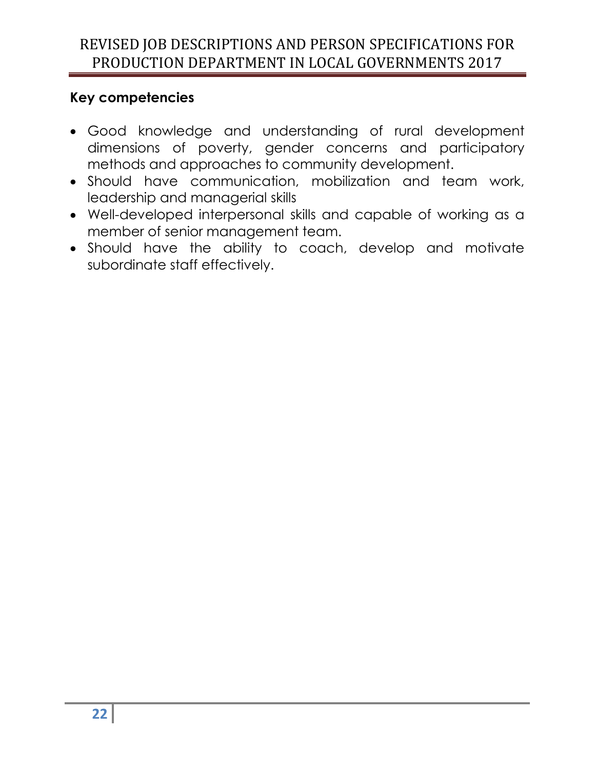### Key competencies

- Good knowledge and understanding of rural development dimensions of poverty, gender concerns and participatory methods and approaches to community development.
- Should have communication, mobilization and team work, leadership and managerial skills
- Well-developed interpersonal skills and capable of working as a member of senior management team.
- Should have the ability to coach, develop and motivate subordinate staff effectively.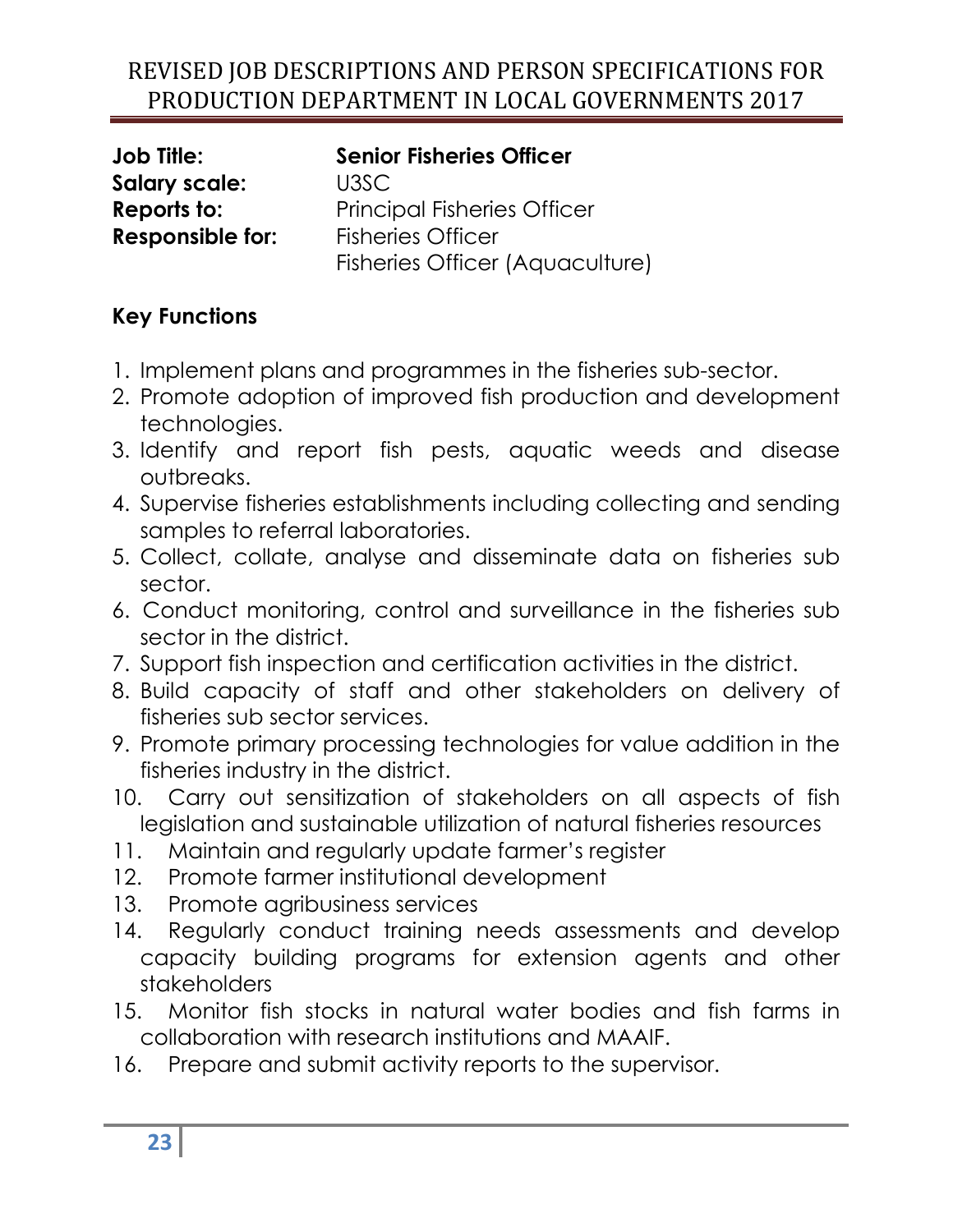**Job Title:** **Senior Fisheries Officer**
**Salary scale:** U3SC
**Reports to:** Principal Fisheries Officer
**Responsible for:** Fisheries Officer
Fisheries Officer (Aquaculture)

## Key Functions

1. Implement plans and programmes in the fisheries sub-sector.
2. Promote adoption of improved fish production and development technologies.
3. Identify and report fish pests, aquatic weeds and disease outbreaks.
4. Supervise fisheries establishments including collecting and sending samples to referral laboratories.
5. Collect, collate, analyse and disseminate data on fisheries sub sector.
6. Conduct monitoring, control and surveillance in the fisheries sub sector in the district.
7. Support fish inspection and certification activities in the district.
8. Build capacity of staff and other stakeholders on delivery of fisheries sub sector services.
9. Promote primary processing technologies for value addition in the fisheries industry in the district.
10. Carry out sensitization of stakeholders on all aspects of fish legislation and sustainable utilization of natural fisheries resources
11. Maintain and regularly update farmer's register
12. Promote farmer institutional development
13. Promote agribusiness services
14. Regularly conduct training needs assessments and develop capacity building programs for extension agents and other stakeholders
15. Monitor fish stocks in natural water bodies and fish farms in collaboration with research institutions and MAAIF.
16. Prepare and submit activity reports to the supervisor.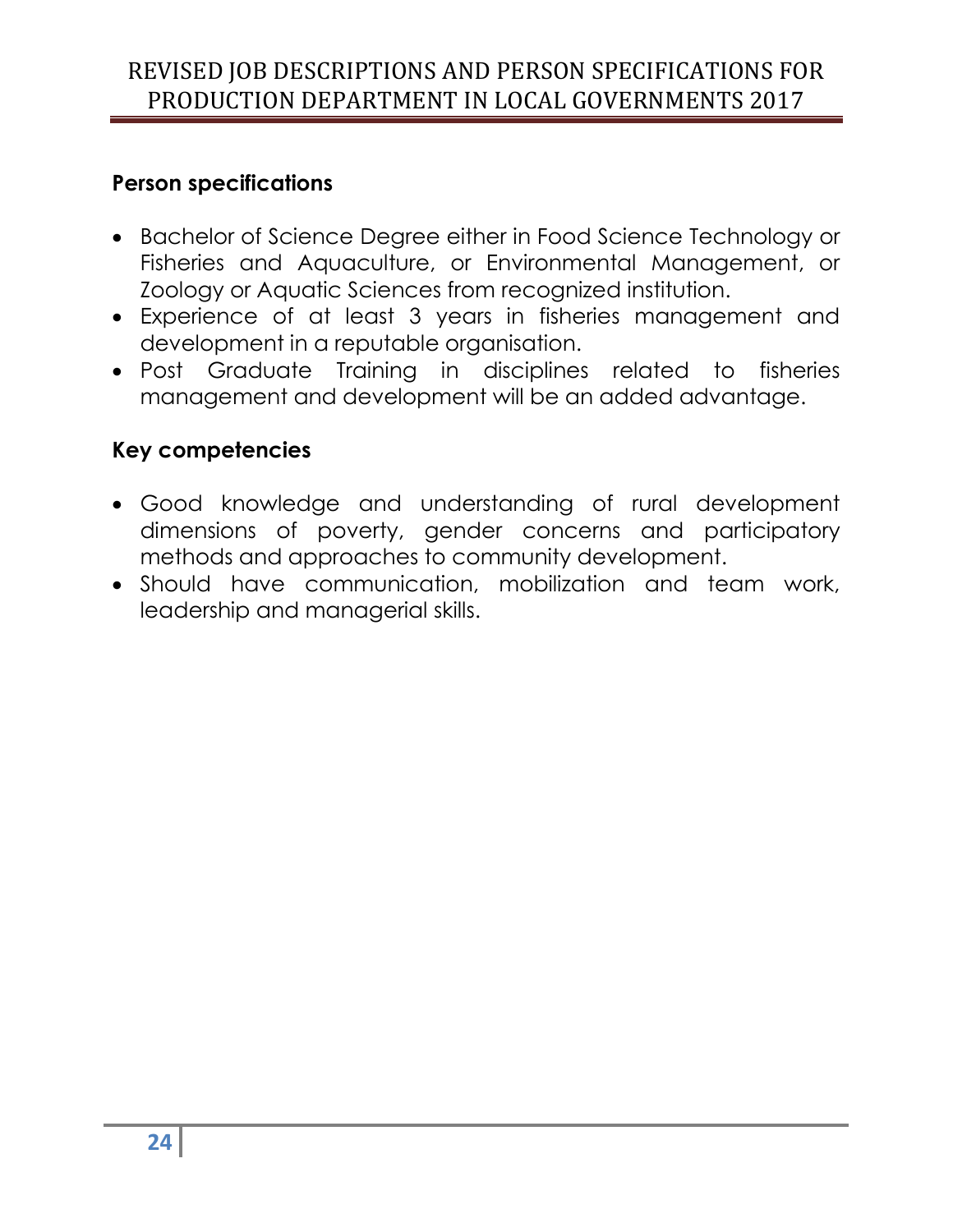## Person specifications

- Bachelor of Science Degree either in Food Science Technology or Fisheries and Aquaculture, or Environmental Management, or Zoology or Aquatic Sciences from recognized institution.
- Experience of at least 3 years in fisheries management and development in a reputable organisation.
- Post Graduate Training in disciplines related to fisheries management and development will be an added advantage.

## Key competencies

- Good knowledge and understanding of rural development dimensions of poverty, gender concerns and participatory methods and approaches to community development.
- Should have communication, mobilization and team work, leadership and managerial skills.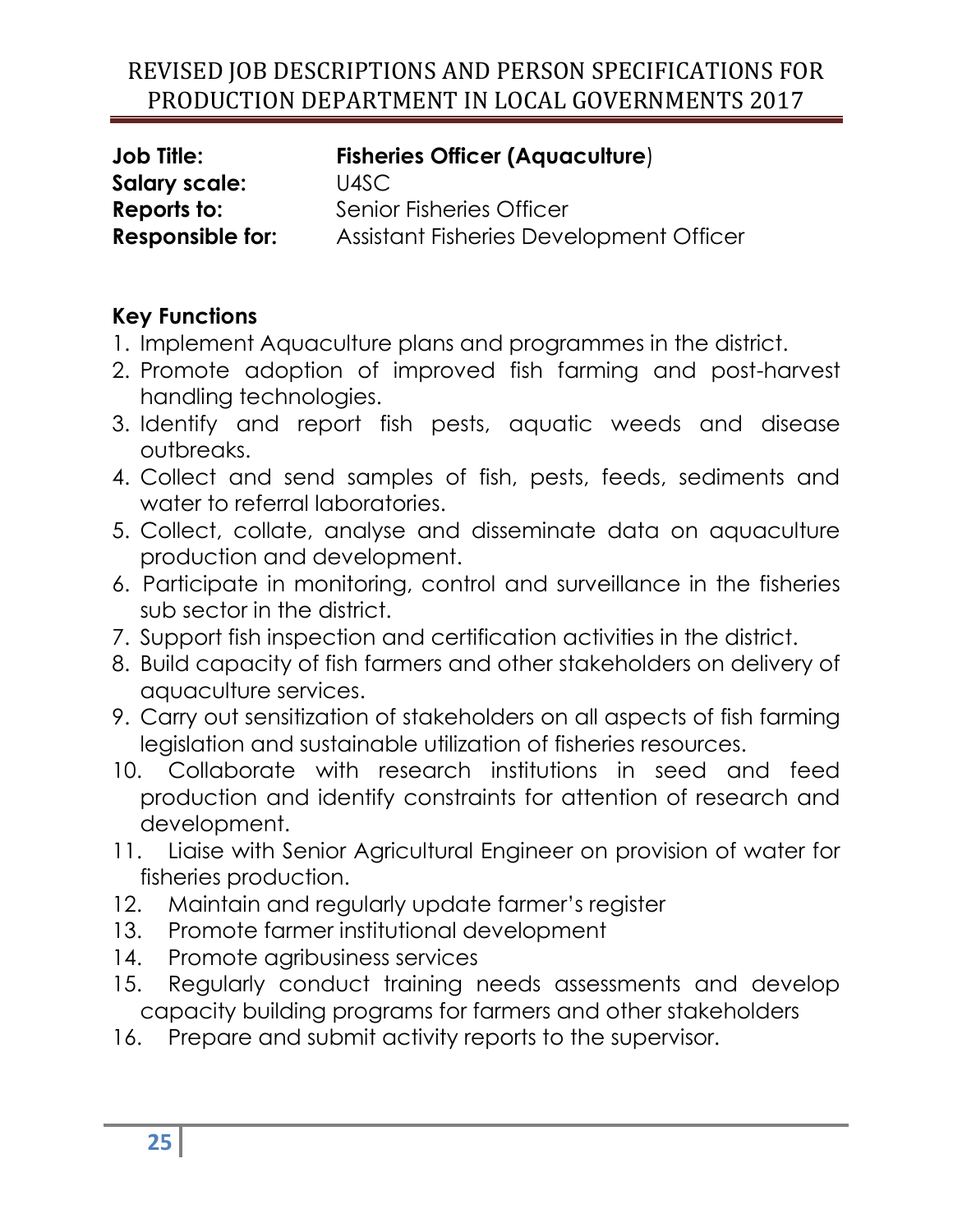**Job Title:** **Fisheries Officer (Aquaculture**)
**Salary scale:** U4SC
**Reports to:** Senior Fisheries Officer
**Responsible for:** Assistant Fisheries Development Officer

**Key Functions**

1. Implement Aquaculture plans and programmes in the district.
2. Promote adoption of improved fish farming and post-harvest handling technologies.
3. Identify and report fish pests, aquatic weeds and disease outbreaks.
4. Collect and send samples of fish, pests, feeds, sediments and water to referral laboratories.
5. Collect, collate, analyse and disseminate data on aquaculture production and development.
6. Participate in monitoring, control and surveillance in the fisheries sub sector in the district.
7. Support fish inspection and certification activities in the district.
8. Build capacity of fish farmers and other stakeholders on delivery of aquaculture services.
9. Carry out sensitization of stakeholders on all aspects of fish farming legislation and sustainable utilization of fisheries resources.
10. Collaborate with research institutions in seed and feed production and identify constraints for attention of research and development.
11. Liaise with Senior Agricultural Engineer on provision of water for fisheries production.
12. Maintain and regularly update farmer's register
13. Promote farmer institutional development
14. Promote agribusiness services
15. Regularly conduct training needs assessments and develop capacity building programs for farmers and other stakeholders
16. Prepare and submit activity reports to the supervisor.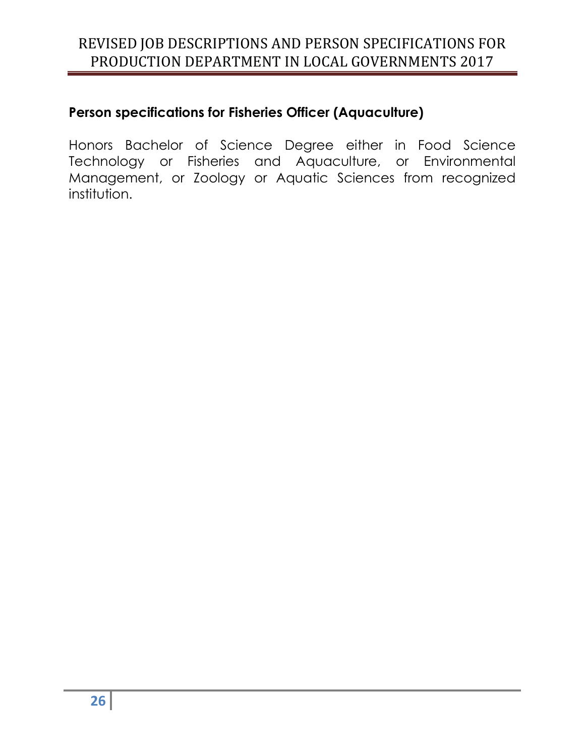**Person specifications for Fisheries Officer (Aquaculture)**

Honors Bachelor of Science Degree either in Food Science Technology or Fisheries and Aquaculture, or Environmental Management, or Zoology or Aquatic Sciences from recognized institution.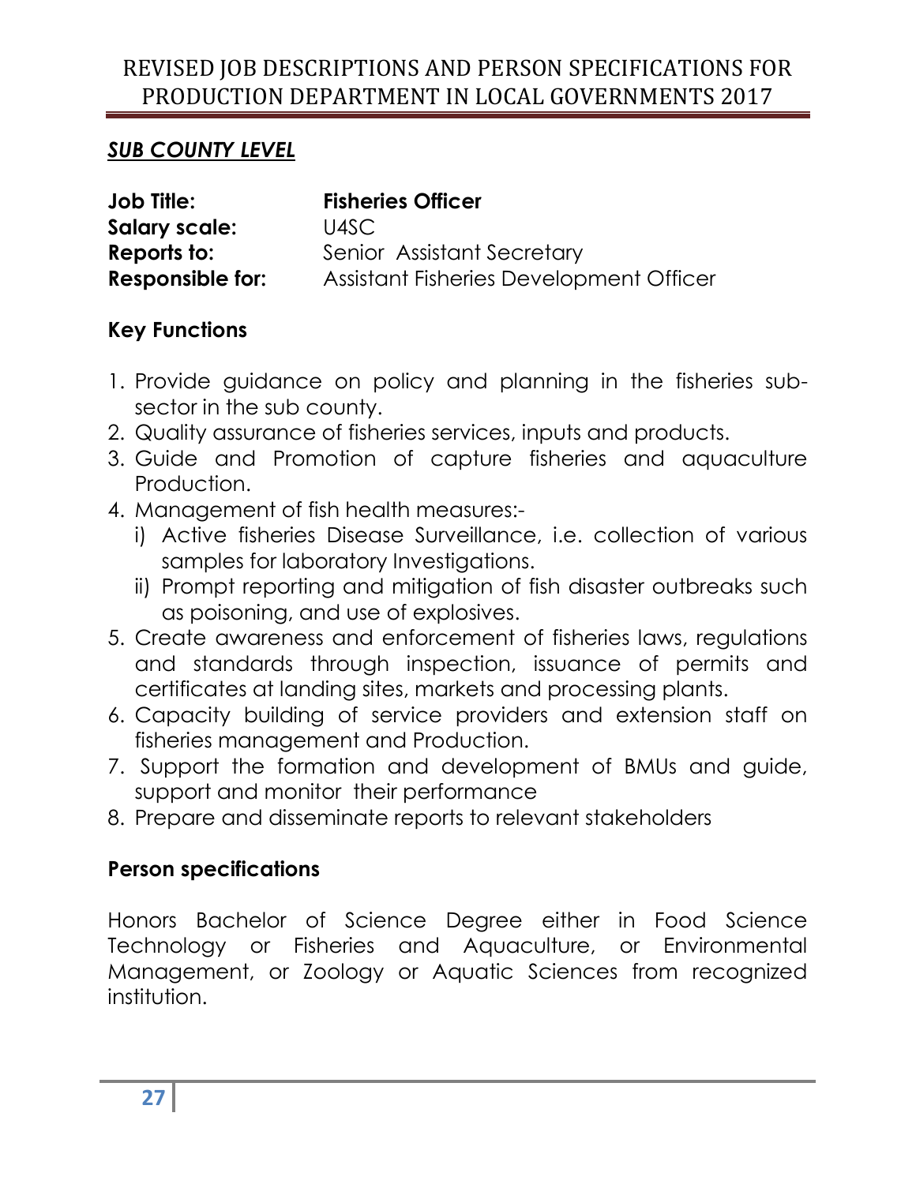## *SUB COUNTY LEVEL*

**Job Title:** **Fisheries Officer**
**Salary scale:** U4SC
**Reports to:** Senior Assistant Secretary
**Responsible for:** Assistant Fisheries Development Officer

### Key Functions

1. Provide guidance on policy and planning in the fisheries sub-sector in the sub county.
2. Quality assurance of fisheries services, inputs and products.
3. Guide and Promotion of capture fisheries and aquaculture Production.
4. Management of fish health measures:-
   i) Active fisheries Disease Surveillance, i.e. collection of various samples for laboratory Investigations.
   ii) Prompt reporting and mitigation of fish disaster outbreaks such as poisoning, and use of explosives.
5. Create awareness and enforcement of fisheries laws, regulations and standards through inspection, issuance of permits and certificates at landing sites, markets and processing plants.
6. Capacity building of service providers and extension staff on fisheries management and Production.
7. Support the formation and development of BMUs and guide, support and monitor their performance
8. Prepare and disseminate reports to relevant stakeholders

### Person specifications

Honors Bachelor of Science Degree either in Food Science Technology or Fisheries and Aquaculture, or Environmental Management, or Zoology or Aquatic Sciences from recognized institution.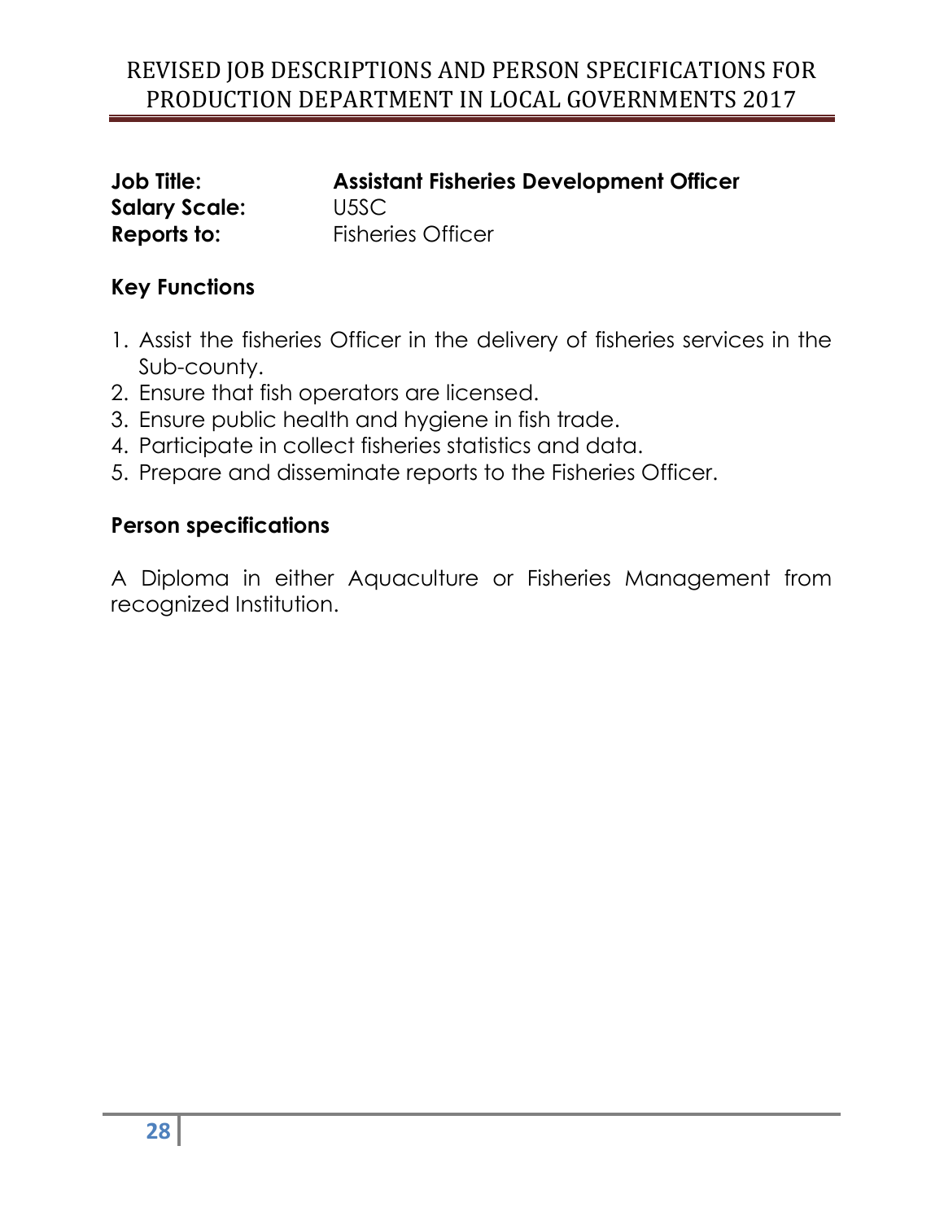**Job Title:** **Assistant Fisheries Development Officer**
**Salary Scale:** U5SC
**Reports to:** Fisheries Officer

## Key Functions

1. Assist the fisheries Officer in the delivery of fisheries services in the Sub-county.
2. Ensure that fish operators are licensed.
3. Ensure public health and hygiene in fish trade.
4. Participate in collect fisheries statistics and data.
5. Prepare and disseminate reports to the Fisheries Officer.

## Person specifications

A Diploma in either Aquaculture or Fisheries Management from recognized Institution.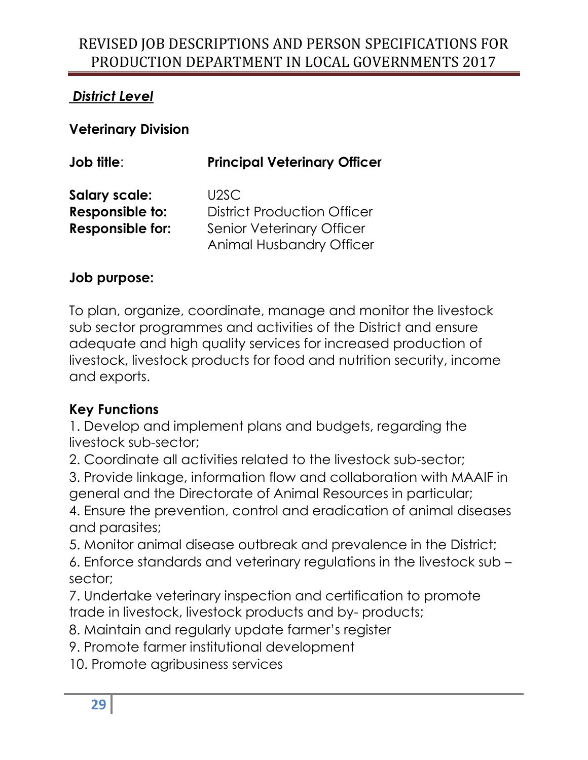***District Level***

**Veterinary Division**

**Job title**: **Principal Veterinary Officer**

**Salary scale:** U2SC
**Responsible to:** District Production Officer
**Responsible for:** Senior Veterinary Officer
Animal Husbandry Officer

**Job purpose:**

To plan, organize, coordinate, manage and monitor the livestock sub sector programmes and activities of the District and ensure adequate and high quality services for increased production of livestock, livestock products for food and nutrition security, income and exports.

**Key Functions**

1. Develop and implement plans and budgets, regarding the livestock sub-sector;
2. Coordinate all activities related to the livestock sub-sector;
3. Provide linkage, information flow and collaboration with MAAIF in general and the Directorate of Animal Resources in particular;
4. Ensure the prevention, control and eradication of animal diseases and parasites;
5. Monitor animal disease outbreak and prevalence in the District;
6. Enforce standards and veterinary regulations in the livestock sub –sector;
7. Undertake veterinary inspection and certification to promote trade in livestock, livestock products and by- products;
8. Maintain and regularly update farmer's register
9. Promote farmer institutional development
10. Promote agribusiness services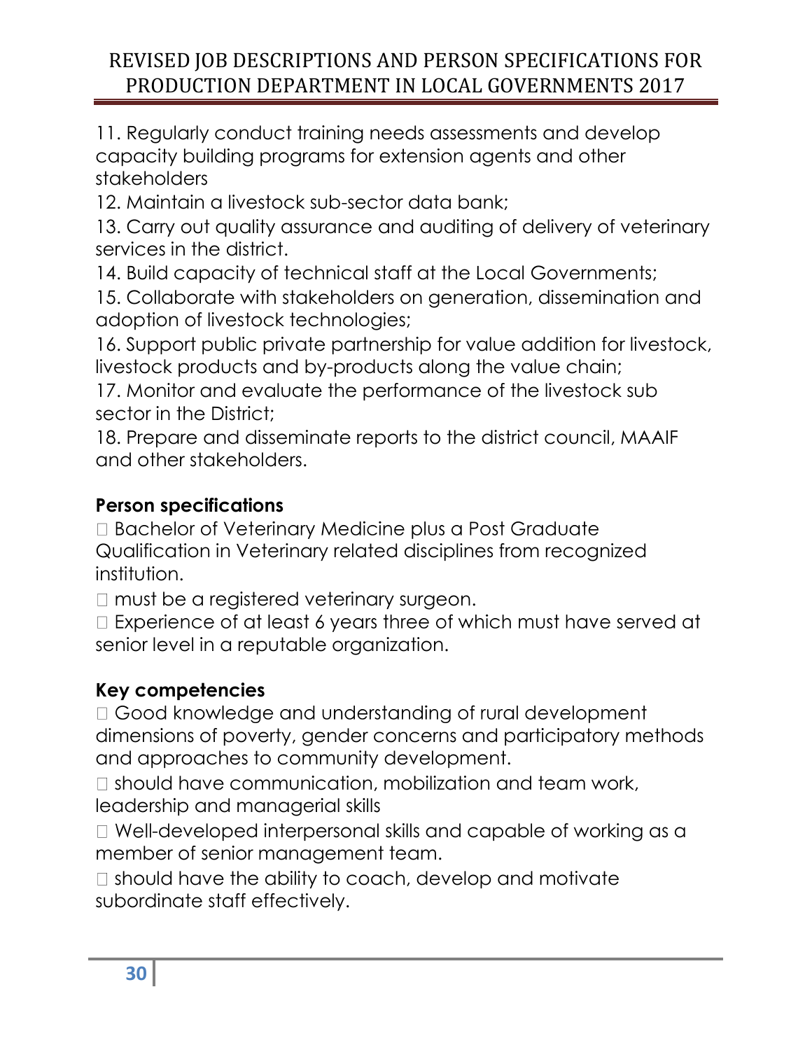11. Regularly conduct training needs assessments and develop capacity building programs for extension agents and other stakeholders
12. Maintain a livestock sub-sector data bank;
13. Carry out quality assurance and auditing of delivery of veterinary services in the district.
14. Build capacity of technical staff at the Local Governments;
15. Collaborate with stakeholders on generation, dissemination and adoption of livestock technologies;
16. Support public private partnership for value addition for livestock, livestock products and by-products along the value chain;
17. Monitor and evaluate the performance of the livestock sub sector in the District;
18. Prepare and disseminate reports to the district council, MAAIF and other stakeholders.

**Person specifications**

- Bachelor of Veterinary Medicine plus a Post Graduate Qualification in Veterinary related disciplines from recognized institution.
- must be a registered veterinary surgeon.
- Experience of at least 6 years three of which must have served at senior level in a reputable organization.

**Key competencies**

- Good knowledge and understanding of rural development dimensions of poverty, gender concerns and participatory methods and approaches to community development.
- should have communication, mobilization and team work, leadership and managerial skills
- Well-developed interpersonal skills and capable of working as a member of senior management team.
- should have the ability to coach, develop and motivate subordinate staff effectively.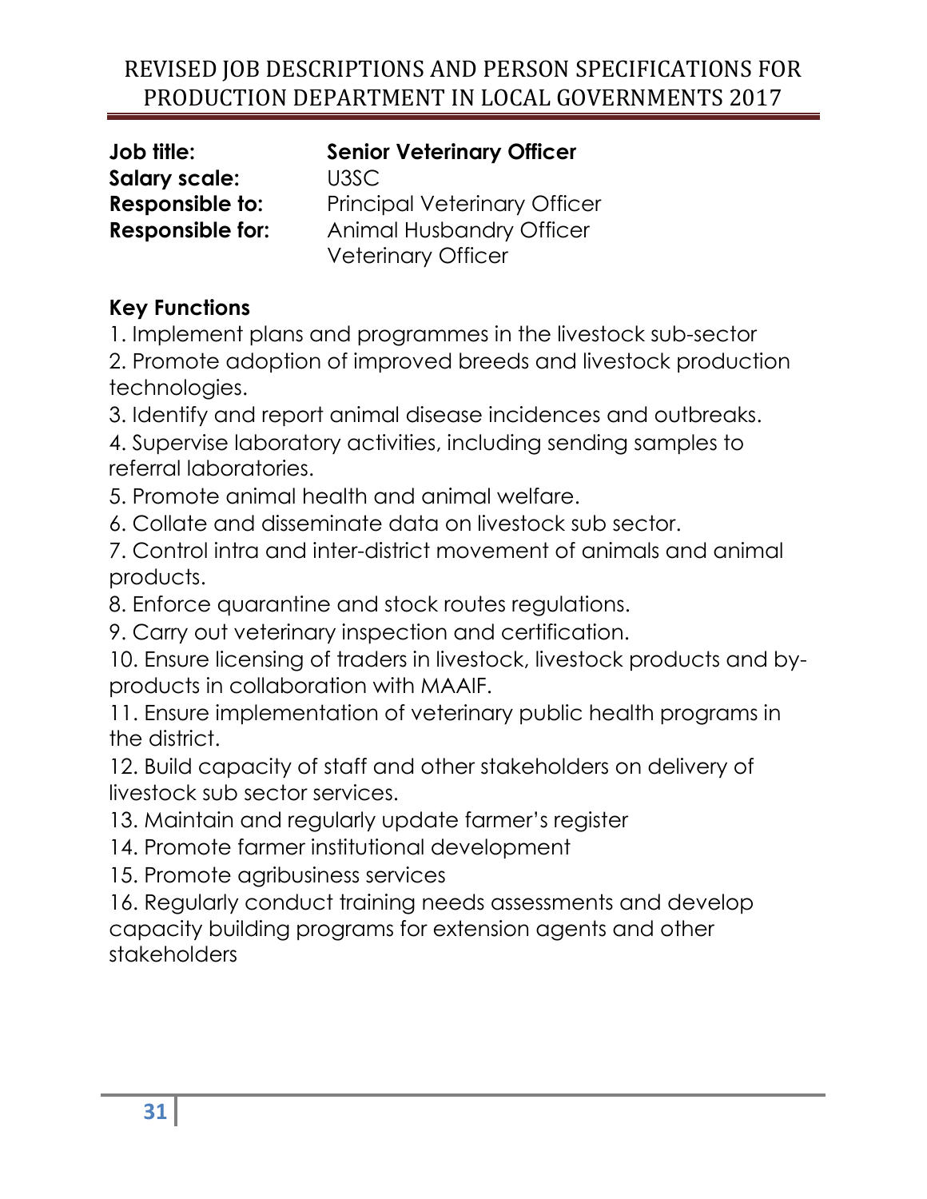**Job title:** **Senior Veterinary Officer**
**Salary scale:** U3SC
**Responsible to:** Principal Veterinary Officer
**Responsible for:** Animal Husbandry Officer
Veterinary Officer

**Key Functions**

1. Implement plans and programmes in the livestock sub-sector
2. Promote adoption of improved breeds and livestock production technologies.
3. Identify and report animal disease incidences and outbreaks.
4. Supervise laboratory activities, including sending samples to referral laboratories.
5. Promote animal health and animal welfare.
6. Collate and disseminate data on livestock sub sector.
7. Control intra and inter-district movement of animals and animal products.
8. Enforce quarantine and stock routes regulations.
9. Carry out veterinary inspection and certification.
10. Ensure licensing of traders in livestock, livestock products and by-products in collaboration with MAAIF.
11. Ensure implementation of veterinary public health programs in the district.
12. Build capacity of staff and other stakeholders on delivery of livestock sub sector services.
13. Maintain and regularly update farmer's register
14. Promote farmer institutional development
15. Promote agribusiness services
16. Regularly conduct training needs assessments and develop capacity building programs for extension agents and other stakeholders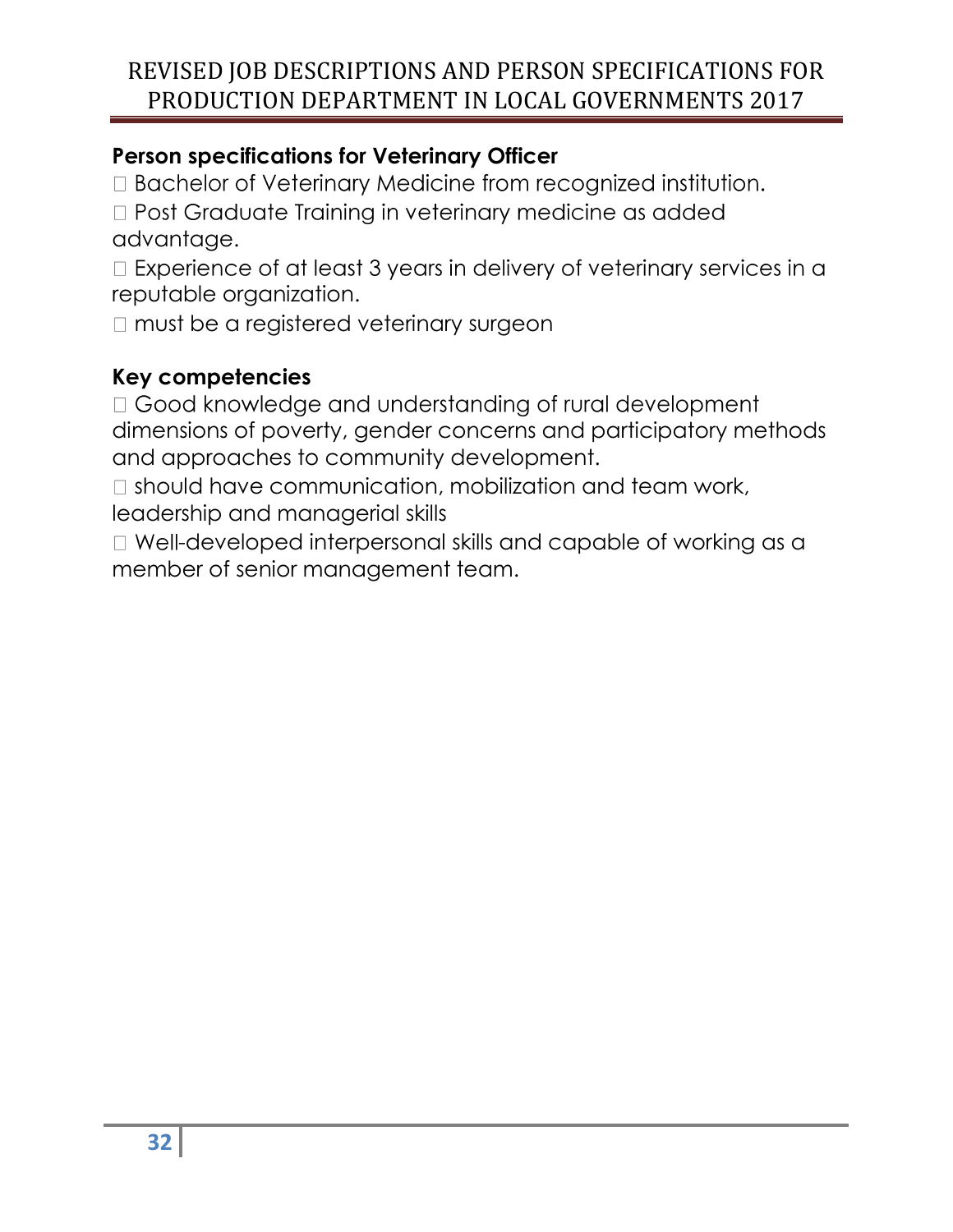**Person specifications for Veterinary Officer**

- Bachelor of Veterinary Medicine from recognized institution.
- Post Graduate Training in veterinary medicine as added advantage.
- Experience of at least 3 years in delivery of veterinary services in a reputable organization.
- must be a registered veterinary surgeon

**Key competencies**

- Good knowledge and understanding of rural development dimensions of poverty, gender concerns and participatory methods and approaches to community development.
- should have communication, mobilization and team work, leadership and managerial skills
- Well-developed interpersonal skills and capable of working as a member of senior management team.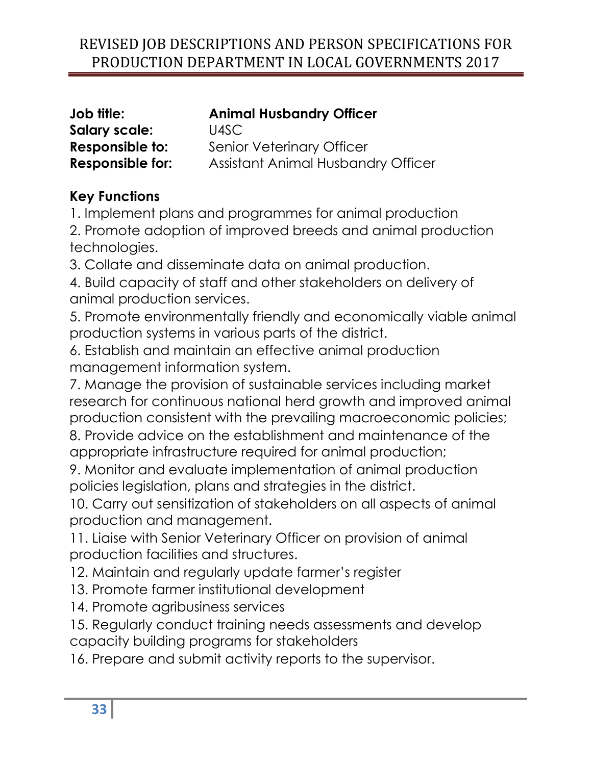**Job title:** **Animal Husbandry Officer**
**Salary scale:** U4SC
**Responsible to:** Senior Veterinary Officer
**Responsible for:** Assistant Animal Husbandry Officer

**Key Functions**

1. Implement plans and programmes for animal production
2. Promote adoption of improved breeds and animal production technologies.
3. Collate and disseminate data on animal production.
4. Build capacity of staff and other stakeholders on delivery of animal production services.
5. Promote environmentally friendly and economically viable animal production systems in various parts of the district.
6. Establish and maintain an effective animal production management information system.
7. Manage the provision of sustainable services including market research for continuous national herd growth and improved animal production consistent with the prevailing macroeconomic policies;
8. Provide advice on the establishment and maintenance of the appropriate infrastructure required for animal production;
9. Monitor and evaluate implementation of animal production policies legislation, plans and strategies in the district.
10. Carry out sensitization of stakeholders on all aspects of animal production and management.
11. Liaise with Senior Veterinary Officer on provision of animal production facilities and structures.
12. Maintain and regularly update farmer's register
13. Promote farmer institutional development
14. Promote agribusiness services
15. Regularly conduct training needs assessments and develop capacity building programs for stakeholders
16. Prepare and submit activity reports to the supervisor.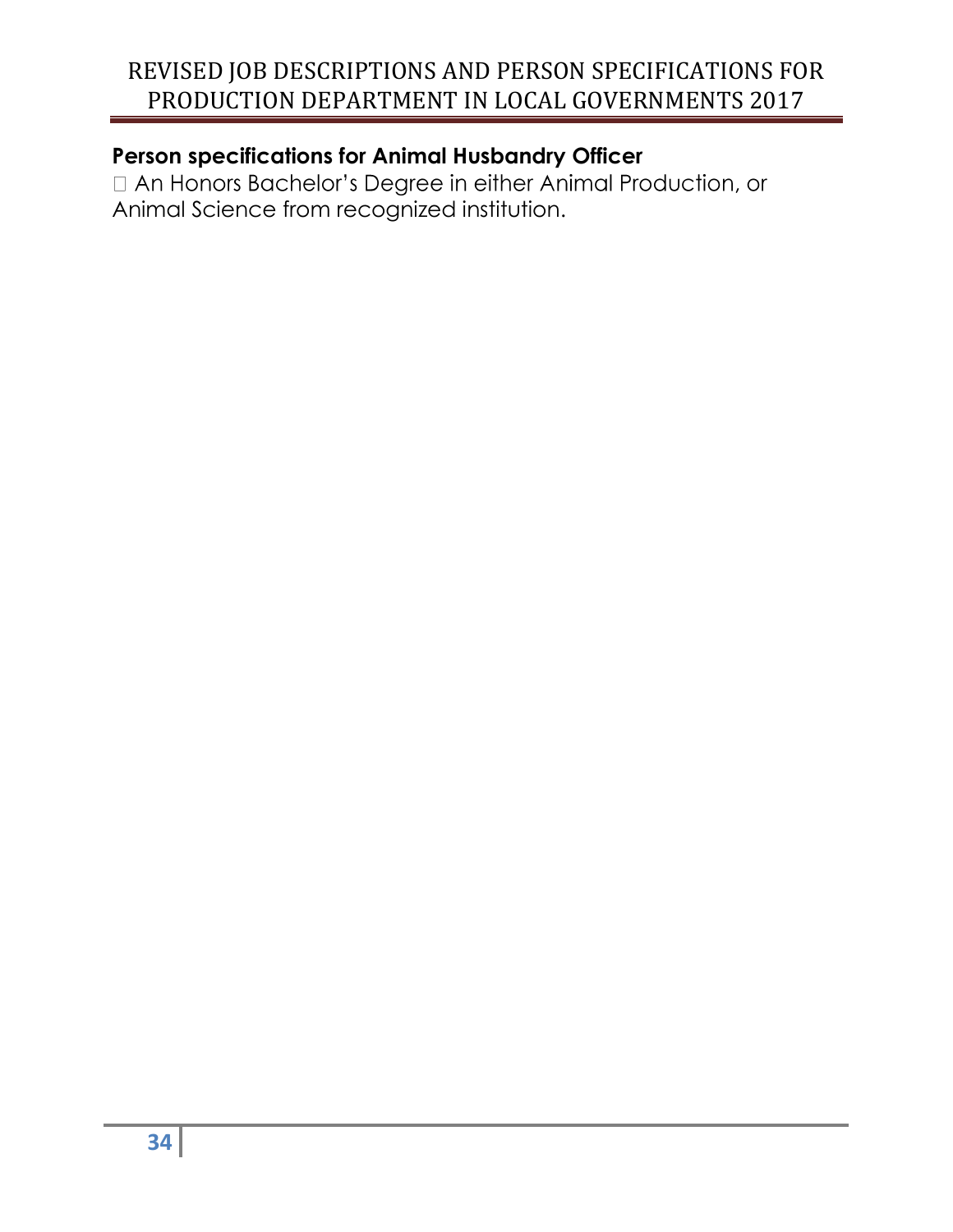**Person specifications for Animal Husbandry Officer**

- An Honors Bachelor's Degree in either Animal Production, or Animal Science from recognized institution.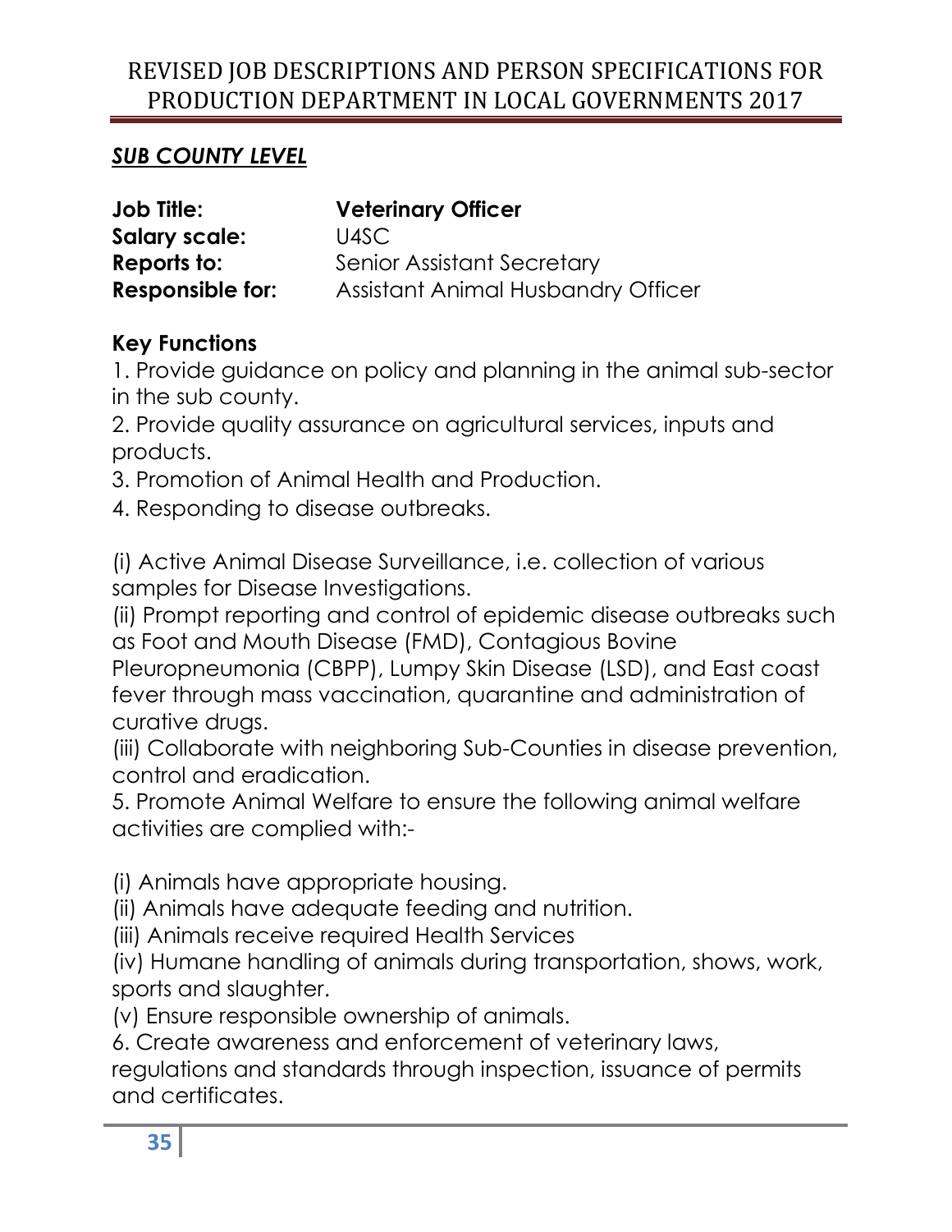## ***SUB COUNTY LEVEL***

| | |
|---|---|
| **Job Title:** | **Veterinary Officer** |
| **Salary scale:** | U4SC |
| **Reports to:** | Senior Assistant Secretary |
| **Responsible for:** | Assistant Animal Husbandry Officer |

### Key Functions

1. Provide guidance on policy and planning in the animal sub-sector in the sub county.
2. Provide quality assurance on agricultural services, inputs and products.
3. Promotion of Animal Health and Production.
4. Responding to disease outbreaks.

(i) Active Animal Disease Surveillance, i.e. collection of various samples for Disease Investigations.
(ii) Prompt reporting and control of epidemic disease outbreaks such as Foot and Mouth Disease (FMD), Contagious Bovine Pleuropneumonia (CBPP), Lumpy Skin Disease (LSD), and East coast fever through mass vaccination, quarantine and administration of curative drugs.
(iii) Collaborate with neighboring Sub-Counties in disease prevention, control and eradication.

5. Promote Animal Welfare to ensure the following animal welfare activities are complied with:-

(i) Animals have appropriate housing.
(ii) Animals have adequate feeding and nutrition.
(iii) Animals receive required Health Services
(iv) Humane handling of animals during transportation, shows, work, sports and slaughter.
(v) Ensure responsible ownership of animals.

6. Create awareness and enforcement of veterinary laws, regulations and standards through inspection, issuance of permits and certificates.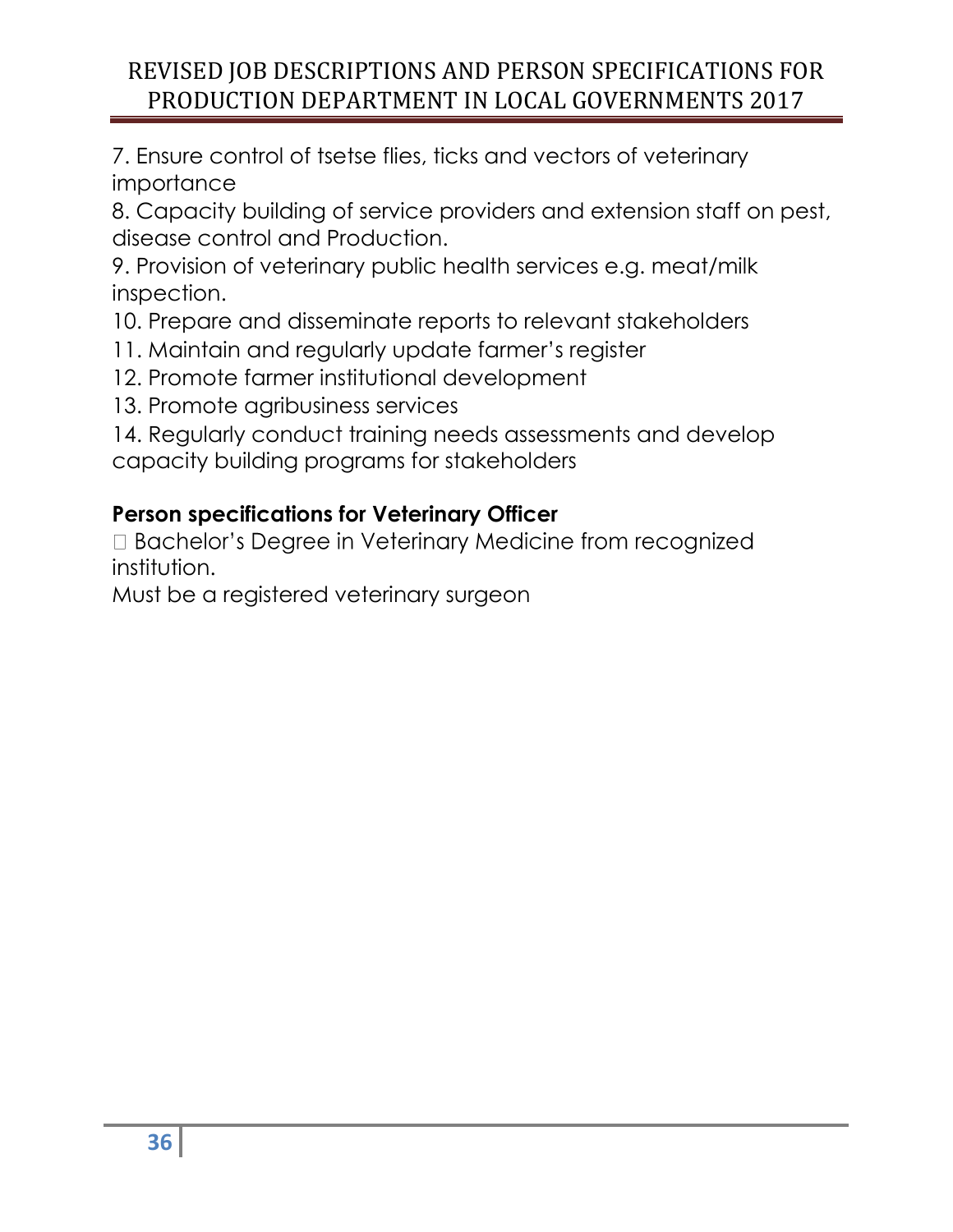7. Ensure control of tsetse flies, ticks and vectors of veterinary importance
8. Capacity building of service providers and extension staff on pest, disease control and Production.
9. Provision of veterinary public health services e.g. meat/milk inspection.
10. Prepare and disseminate reports to relevant stakeholders
11. Maintain and regularly update farmer's register
12. Promote farmer institutional development
13. Promote agribusiness services
14. Regularly conduct training needs assessments and develop capacity building programs for stakeholders

**Person specifications for Veterinary Officer**

- Bachelor's Degree in Veterinary Medicine from recognized institution.

Must be a registered veterinary surgeon